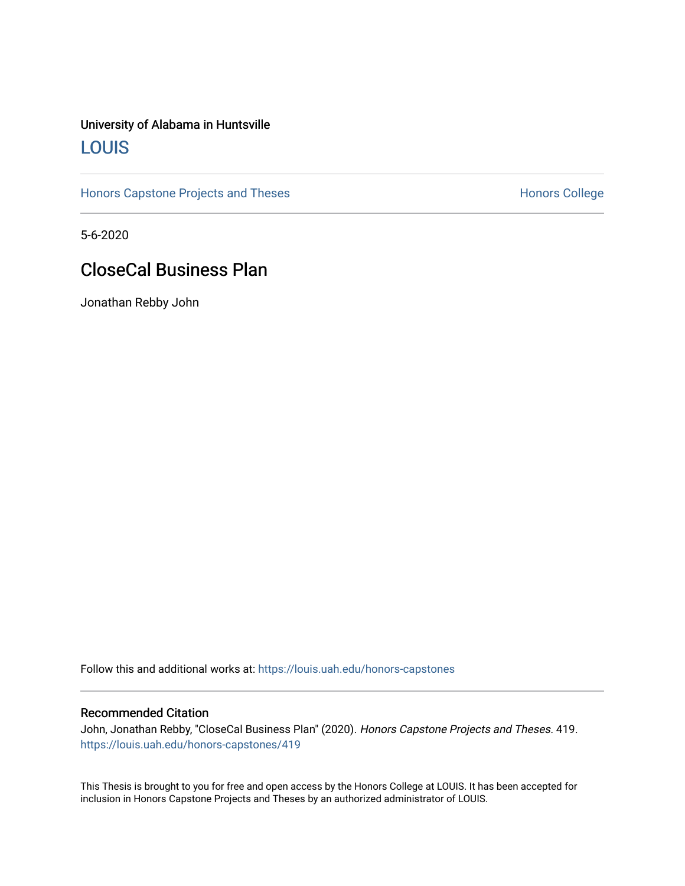University of Alabama in Huntsville

# LOUIS

Honors Capstone Projects and Theses

Honors College

5-6-2020

## CloseCal Business Plan

Jonathan Rebby John

Follow this and additional works at: https://louis.uah.edu/honors-capstones

### Recommended Citation

John, Jonathan Rebby, "CloseCal Business Plan" (2020). *Honors Capstone Projects and Theses*. 419.
https://louis.uah.edu/honors-capstones/419

This Thesis is brought to you for free and open access by the Honors College at LOUIS. It has been accepted for inclusion in Honors Capstone Projects and Theses by an authorized administrator of LOUIS.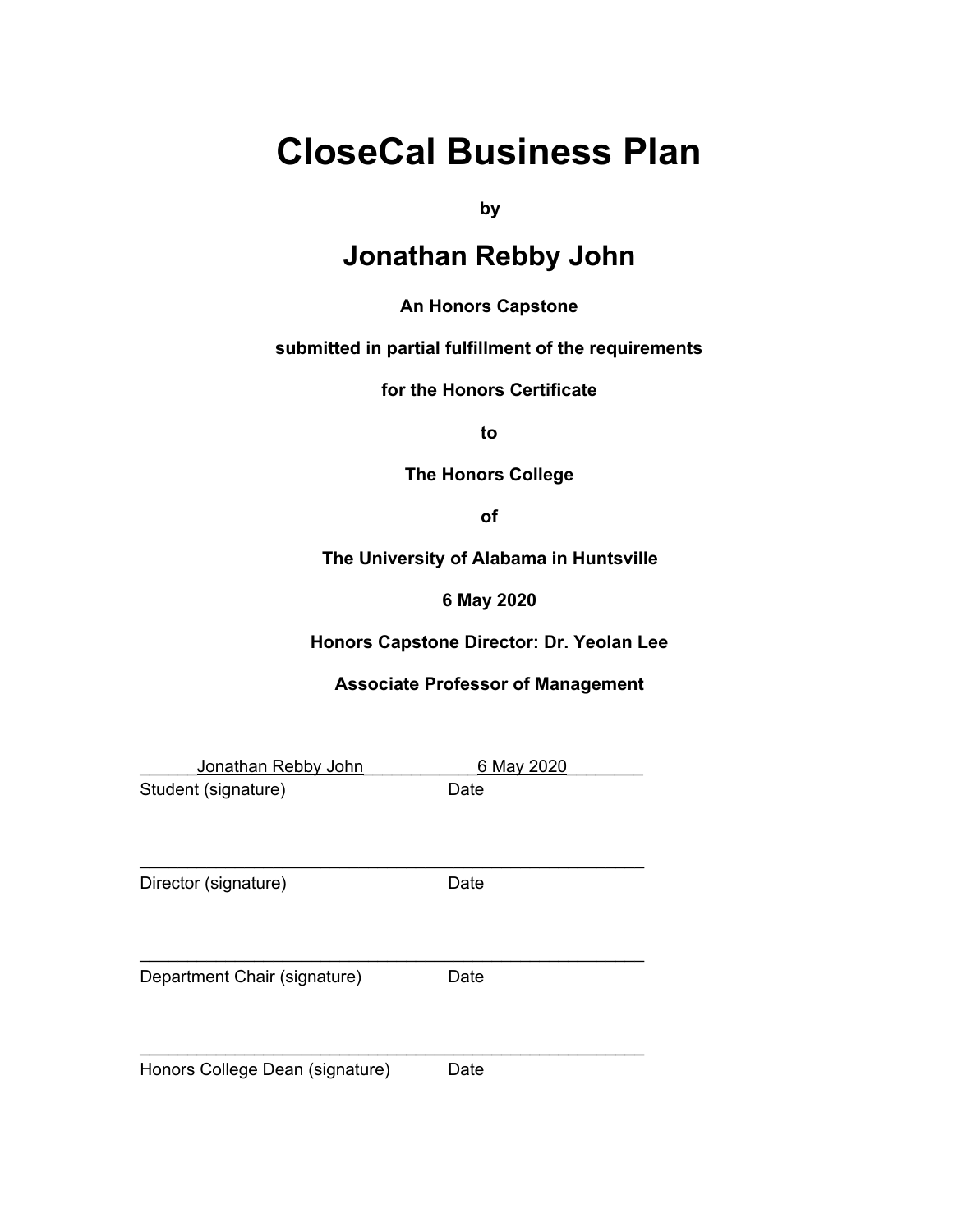# CloseCal Business Plan

**by**

## Jonathan Rebby John

**An Honors Capstone**

**submitted in partial fulfillment of the requirements**

**for the Honors Certificate**

**to**

**The Honors College**

**of**

**The University of Alabama in Huntsville**

**6 May 2020**

**Honors Capstone Director: Dr. Yeolan Lee**

**Associate Professor of Management**

______Jonathan Rebby John____________6 May 2020________
Student (signature) Date

_______________________________________________________
Director (signature) Date

_______________________________________________________
Department Chair (signature) Date

_______________________________________________________
Honors College Dean (signature) Date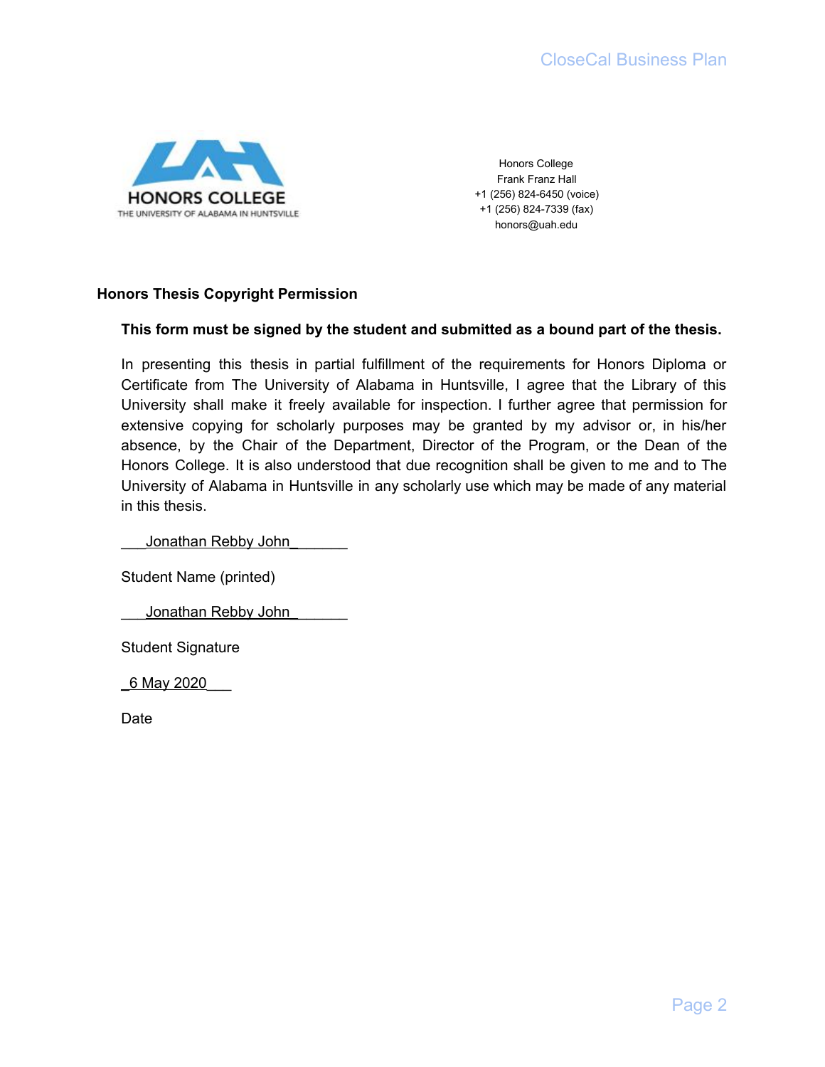HONORS COLLEGE
THE UNIVERSITY OF ALABAMA IN HUNTSVILLE

Honors College
Frank Franz Hall
+1 (256) 824-6450 (voice)
+1 (256) 824-7339 (fax)
honors@uah.edu

**Honors Thesis Copyright Permission**

**This form must be signed by the student and submitted as a bound part of the thesis.**

In presenting this thesis in partial fulfillment of the requirements for Honors Diploma or Certificate from The University of Alabama in Huntsville, I agree that the Library of this University shall make it freely available for inspection. I further agree that permission for extensive copying for scholarly purposes may be granted by my advisor or, in his/her absence, by the Chair of the Department, Director of the Program, or the Dean of the Honors College. It is also understood that due recognition shall be given to me and to The University of Alabama in Huntsville in any scholarly use which may be made of any material in this thesis.

___Jonathan Rebby John________

Student Name (printed)

___Jonathan Rebby John________

Student Signature

_6 May 2020___

Date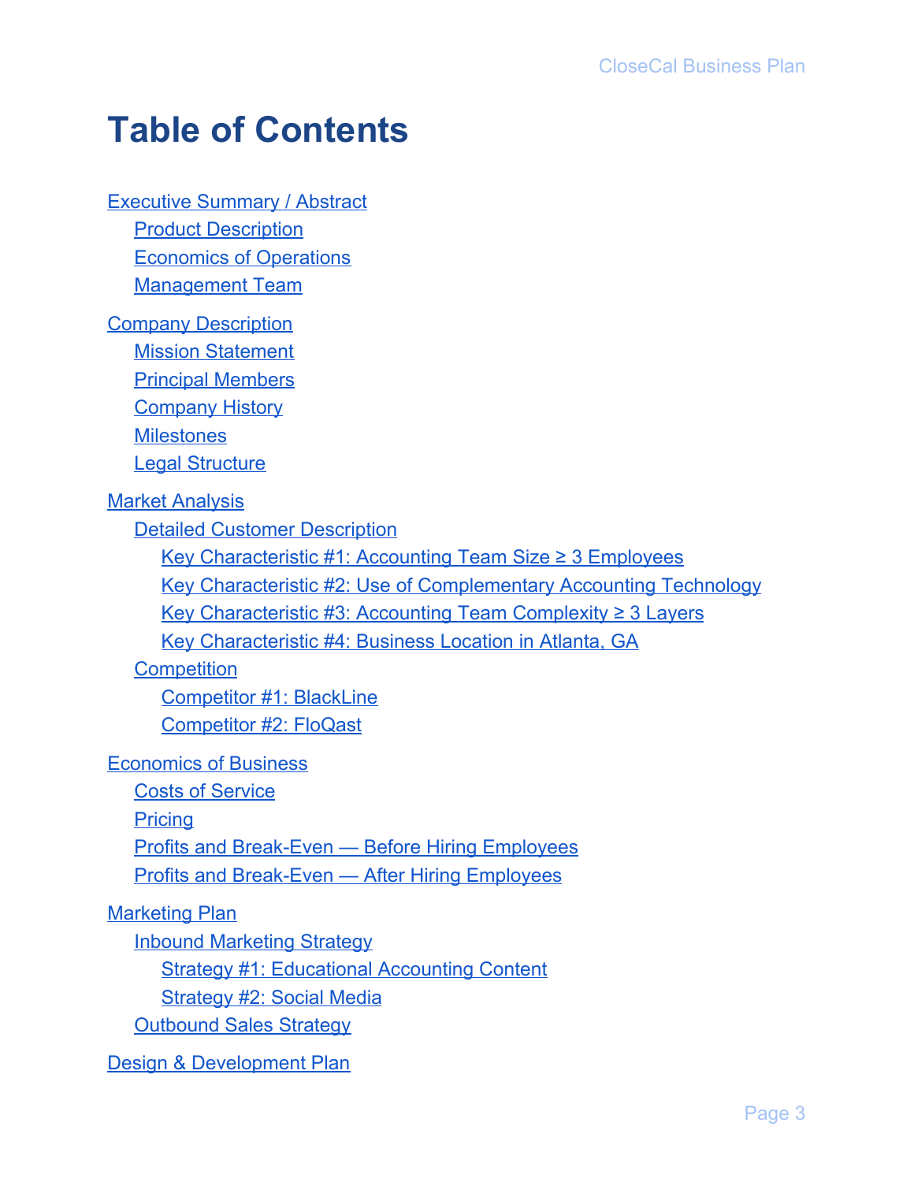# Table of Contents

- Executive Summary / Abstract
  - Product Description
  - Economics of Operations
  - Management Team
- Company Description
  - Mission Statement
  - Principal Members
  - Company History
  - Milestones
  - Legal Structure
- Market Analysis
  - Detailed Customer Description
    - Key Characteristic #1: Accounting Team Size ≥ 3 Employees
    - Key Characteristic #2: Use of Complementary Accounting Technology
    - Key Characteristic #3: Accounting Team Complexity ≥ 3 Layers
    - Key Characteristic #4: Business Location in Atlanta, GA
  - Competition
    - Competitor #1: BlackLine
    - Competitor #2: FloQast
- Economics of Business
  - Costs of Service
  - Pricing
  - Profits and Break-Even — Before Hiring Employees
  - Profits and Break-Even — After Hiring Employees
- Marketing Plan
  - Inbound Marketing Strategy
    - Strategy #1: Educational Accounting Content
    - Strategy #2: Social Media
  - Outbound Sales Strategy
- Design & Development Plan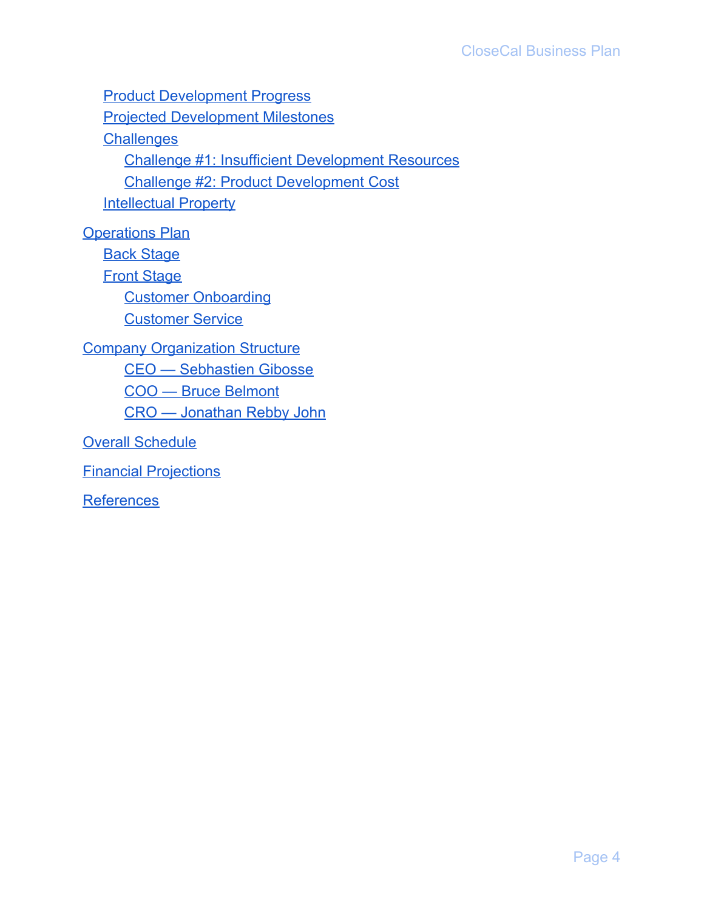- Product Development Progress
- Projected Development Milestones
- Challenges
  - Challenge #1: Insufficient Development Resources
  - Challenge #2: Product Development Cost
- Intellectual Property

Operations Plan
- Back Stage
- Front Stage
  - Customer Onboarding
  - Customer Service

Company Organization Structure
- CEO — Sebhastien Gibosse
- COO — Bruce Belmont
- CRO — Jonathan Rebby John

Overall Schedule

Financial Projections

References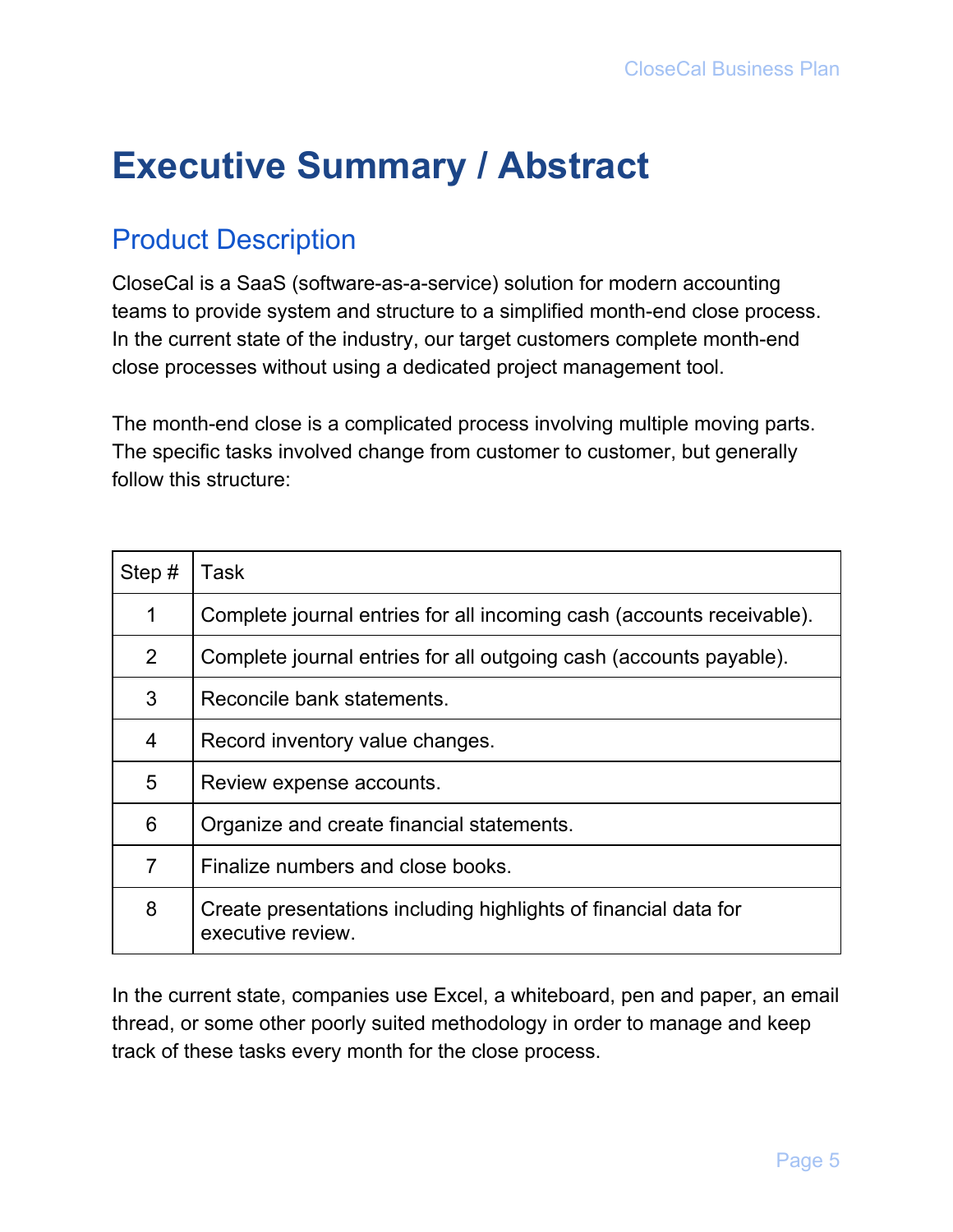# Executive Summary / Abstract

## Product Description

CloseCal is a SaaS (software-as-a-service) solution for modern accounting teams to provide system and structure to a simplified month-end close process. In the current state of the industry, our target customers complete month-end close processes without using a dedicated project management tool.

The month-end close is a complicated process involving multiple moving parts. The specific tasks involved change from customer to customer, but generally follow this structure:

| Step # | Task |
|---|---|
| 1 | Complete journal entries for all incoming cash (accounts receivable). |
| 2 | Complete journal entries for all outgoing cash (accounts payable). |
| 3 | Reconcile bank statements. |
| 4 | Record inventory value changes. |
| 5 | Review expense accounts. |
| 6 | Organize and create financial statements. |
| 7 | Finalize numbers and close books. |
| 8 | Create presentations including highlights of financial data for executive review. |

In the current state, companies use Excel, a whiteboard, pen and paper, an email thread, or some other poorly suited methodology in order to manage and keep track of these tasks every month for the close process.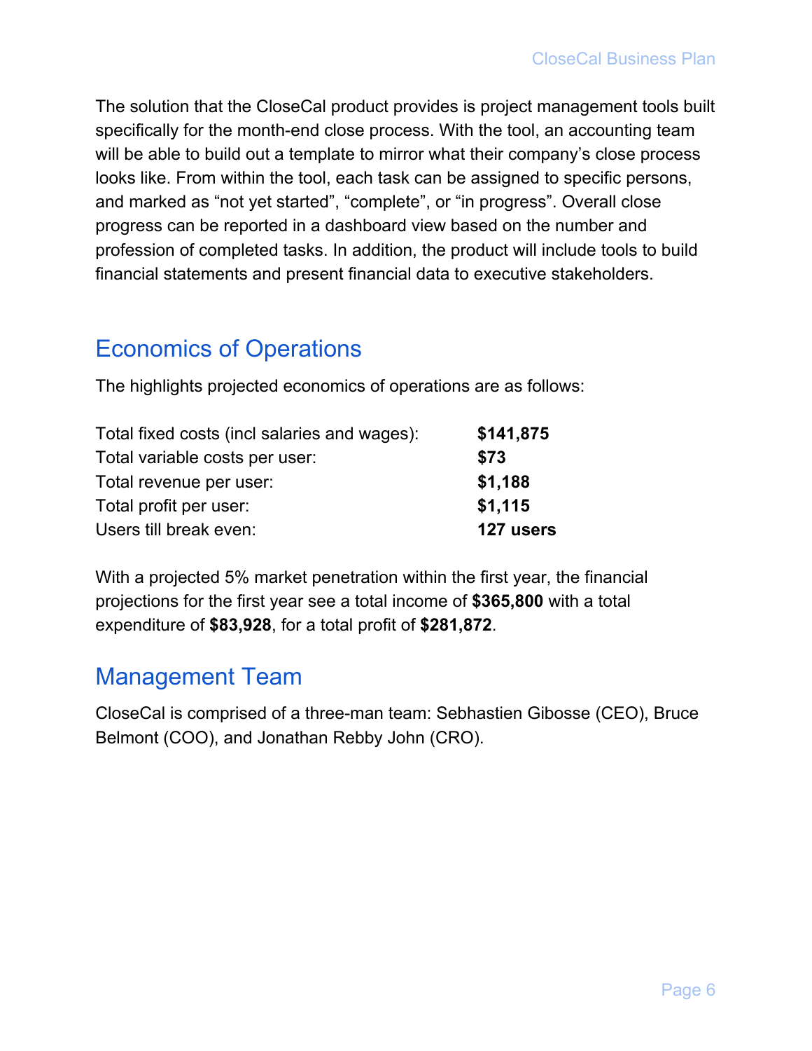The solution that the CloseCal product provides is project management tools built specifically for the month-end close process. With the tool, an accounting team will be able to build out a template to mirror what their company's close process looks like. From within the tool, each task can be assigned to specific persons, and marked as "not yet started", "complete", or "in progress". Overall close progress can be reported in a dashboard view based on the number and profession of completed tasks. In addition, the product will include tools to build financial statements and present financial data to executive stakeholders.

## Economics of Operations

The highlights projected economics of operations are as follows:

| | |
|---|---|
| Total fixed costs (incl salaries and wages): | **$141,875** |
| Total variable costs per user: | **$73** |
| Total revenue per user: | **$1,188** |
| Total profit per user: | **$1,115** |
| Users till break even: | **127 users** |

With a projected 5% market penetration within the first year, the financial projections for the first year see a total income of **$365,800** with a total expenditure of **$83,928**, for a total profit of **$281,872**.

## Management Team

CloseCal is comprised of a three-man team: Sebhastien Gibosse (CEO), Bruce Belmont (COO), and Jonathan Rebby John (CRO).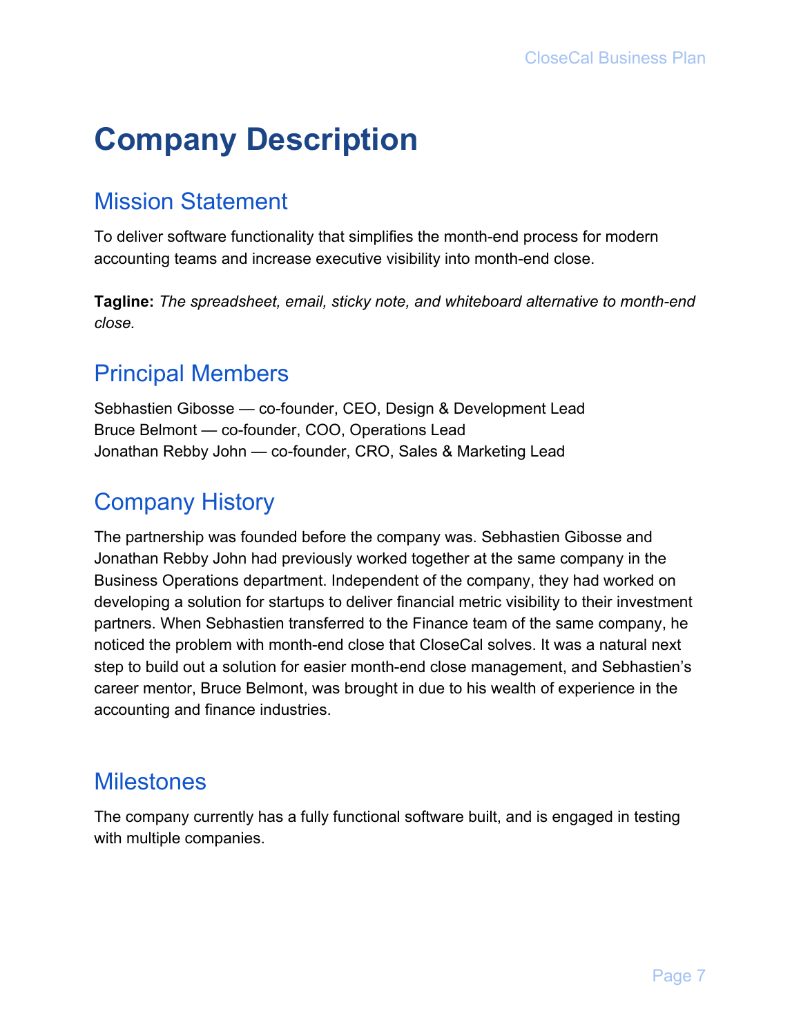# Company Description

## Mission Statement

To deliver software functionality that simplifies the month-end process for modern accounting teams and increase executive visibility into month-end close.

**Tagline:** *The spreadsheet, email, sticky note, and whiteboard alternative to month-end close.*

## Principal Members

Sebhastien Gibosse — co-founder, CEO, Design & Development Lead
Bruce Belmont — co-founder, COO, Operations Lead
Jonathan Rebby John — co-founder, CRO, Sales & Marketing Lead

## Company History

The partnership was founded before the company was. Sebhastien Gibosse and Jonathan Rebby John had previously worked together at the same company in the Business Operations department. Independent of the company, they had worked on developing a solution for startups to deliver financial metric visibility to their investment partners. When Sebhastien transferred to the Finance team of the same company, he noticed the problem with month-end close that CloseCal solves. It was a natural next step to build out a solution for easier month-end close management, and Sebhastien's career mentor, Bruce Belmont, was brought in due to his wealth of experience in the accounting and finance industries.

## Milestones

The company currently has a fully functional software built, and is engaged in testing with multiple companies.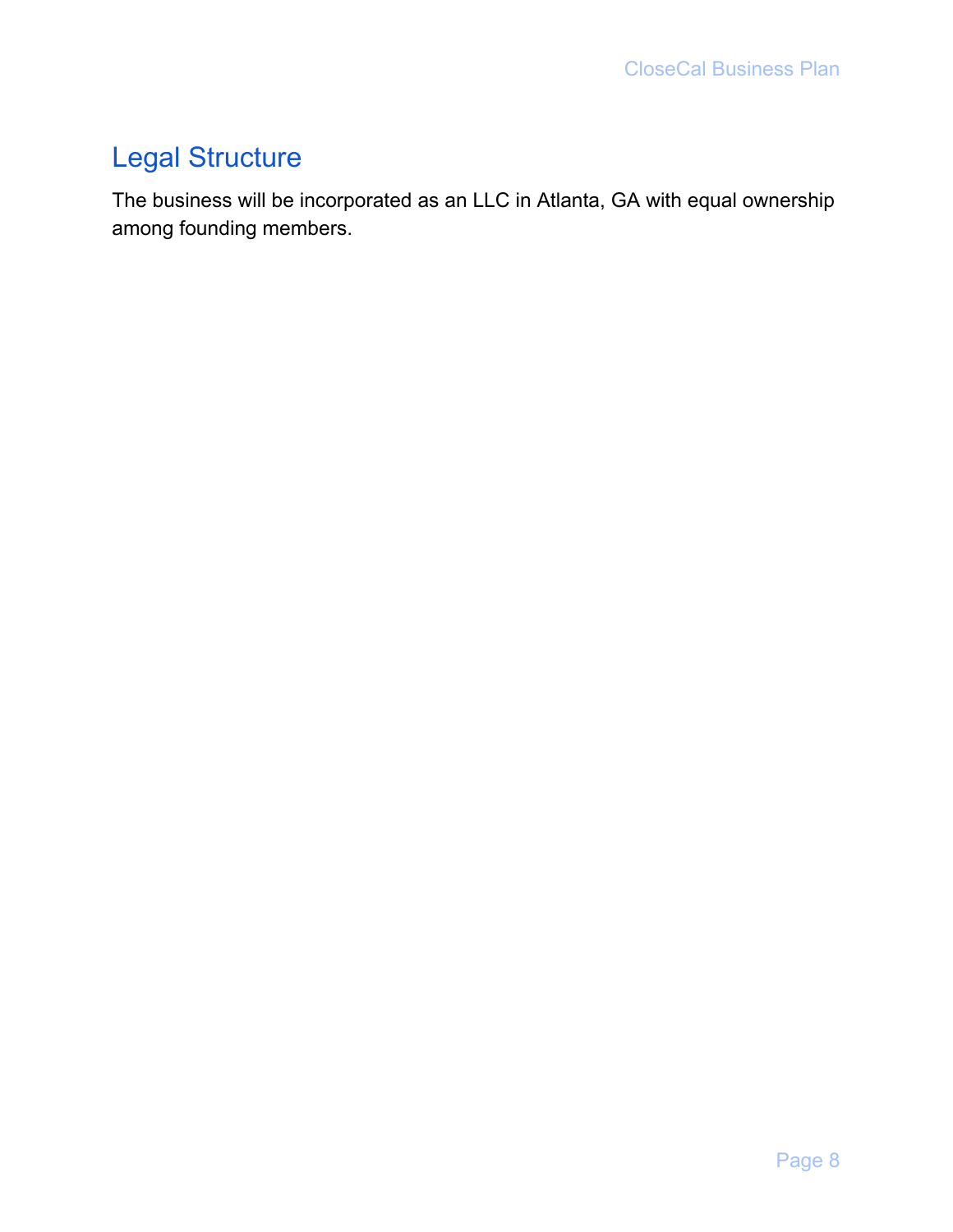## Legal Structure

The business will be incorporated as an LLC in Atlanta, GA with equal ownership among founding members.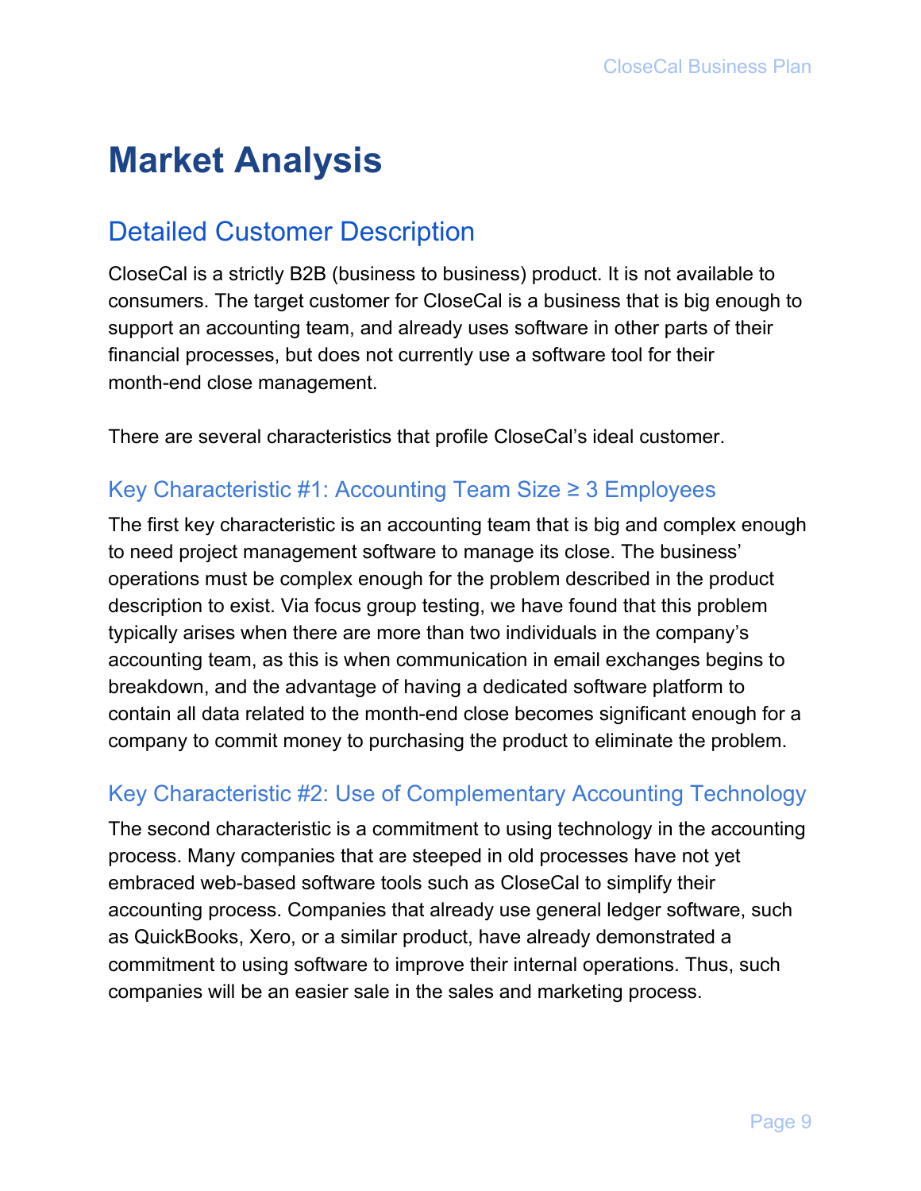# Market Analysis

## Detailed Customer Description

CloseCal is a strictly B2B (business to business) product. It is not available to consumers. The target customer for CloseCal is a business that is big enough to support an accounting team, and already uses software in other parts of their financial processes, but does not currently use a software tool for their month-end close management.

There are several characteristics that profile CloseCal's ideal customer.

### Key Characteristic #1: Accounting Team Size ≥ 3 Employees

The first key characteristic is an accounting team that is big and complex enough to need project management software to manage its close. The business' operations must be complex enough for the problem described in the product description to exist. Via focus group testing, we have found that this problem typically arises when there are more than two individuals in the company's accounting team, as this is when communication in email exchanges begins to breakdown, and the advantage of having a dedicated software platform to contain all data related to the month-end close becomes significant enough for a company to commit money to purchasing the product to eliminate the problem.

### Key Characteristic #2: Use of Complementary Accounting Technology

The second characteristic is a commitment to using technology in the accounting process. Many companies that are steeped in old processes have not yet embraced web-based software tools such as CloseCal to simplify their accounting process. Companies that already use general ledger software, such as QuickBooks, Xero, or a similar product, have already demonstrated a commitment to using software to improve their internal operations. Thus, such companies will be an easier sale in the sales and marketing process.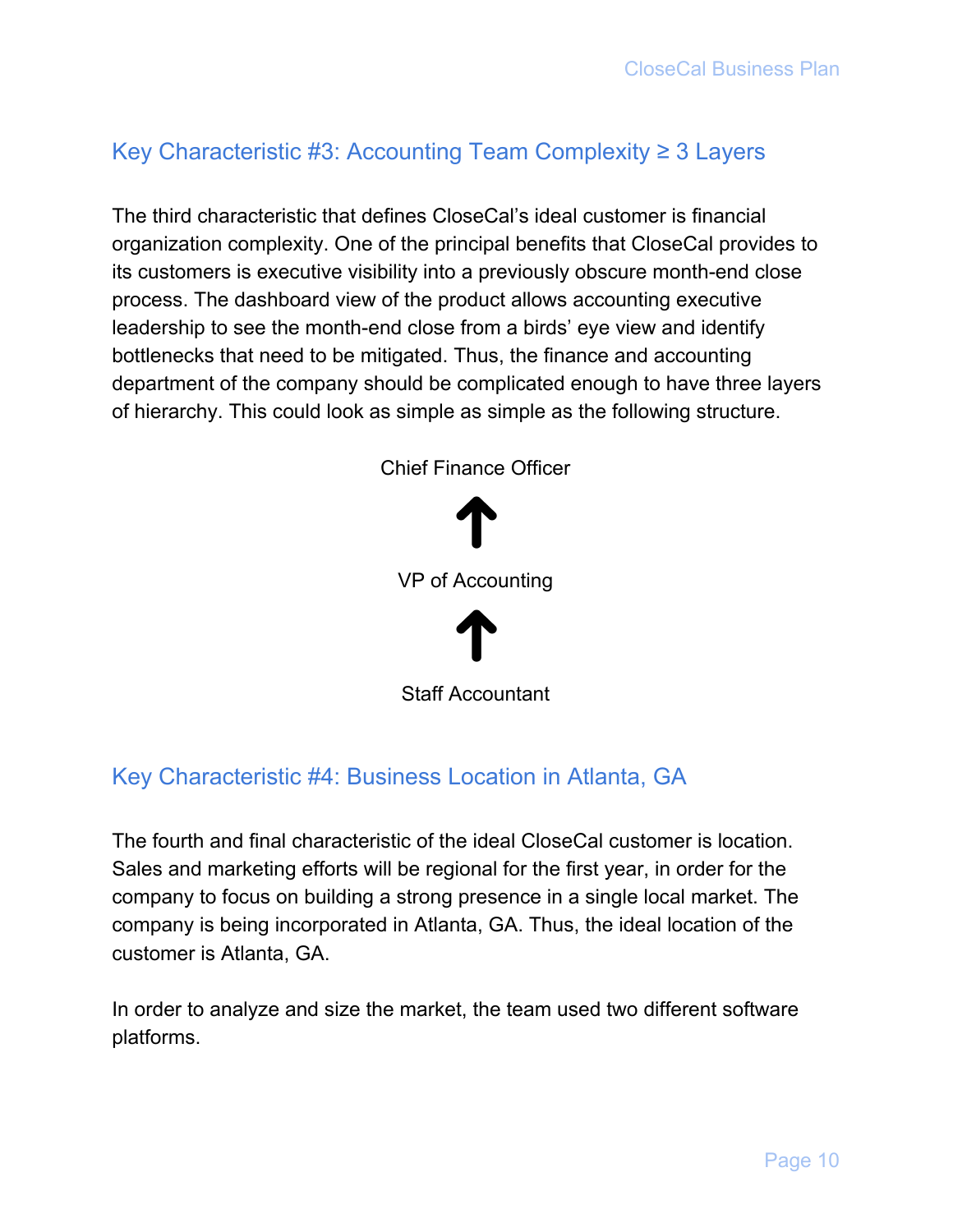## Key Characteristic #3: Accounting Team Complexity ≥ 3 Layers

The third characteristic that defines CloseCal's ideal customer is financial organization complexity. One of the principal benefits that CloseCal provides to its customers is executive visibility into a previously obscure month-end close process. The dashboard view of the product allows accounting executive leadership to see the month-end close from a birds' eye view and identify bottlenecks that need to be mitigated. Thus, the finance and accounting department of the company should be complicated enough to have three layers of hierarchy. This could look as simple as simple as the following structure.

Chief Finance Officer

↑

VP of Accounting

↑

Staff Accountant

## Key Characteristic #4: Business Location in Atlanta, GA

The fourth and final characteristic of the ideal CloseCal customer is location. Sales and marketing efforts will be regional for the first year, in order for the company to focus on building a strong presence in a single local market. The company is being incorporated in Atlanta, GA. Thus, the ideal location of the customer is Atlanta, GA.

In order to analyze and size the market, the team used two different software platforms.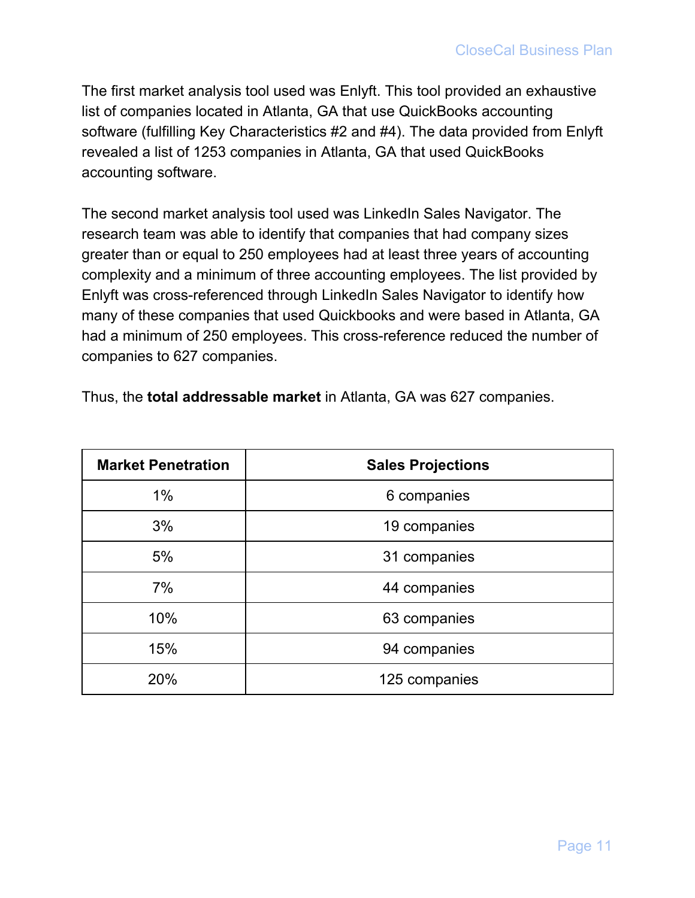The first market analysis tool used was Enlyft. This tool provided an exhaustive list of companies located in Atlanta, GA that use QuickBooks accounting software (fulfilling Key Characteristics #2 and #4). The data provided from Enlyft revealed a list of 1253 companies in Atlanta, GA that used QuickBooks accounting software.

The second market analysis tool used was LinkedIn Sales Navigator. The research team was able to identify that companies that had company sizes greater than or equal to 250 employees had at least three years of accounting complexity and a minimum of three accounting employees. The list provided by Enlyft was cross-referenced through LinkedIn Sales Navigator to identify how many of these companies that used Quickbooks and were based in Atlanta, GA had a minimum of 250 employees. This cross-reference reduced the number of companies to 627 companies.

Thus, the **total addressable market** in Atlanta, GA was 627 companies.

| Market Penetration | Sales Projections |
|---|---|
| 1% | 6 companies |
| 3% | 19 companies |
| 5% | 31 companies |
| 7% | 44 companies |
| 10% | 63 companies |
| 15% | 94 companies |
| 20% | 125 companies |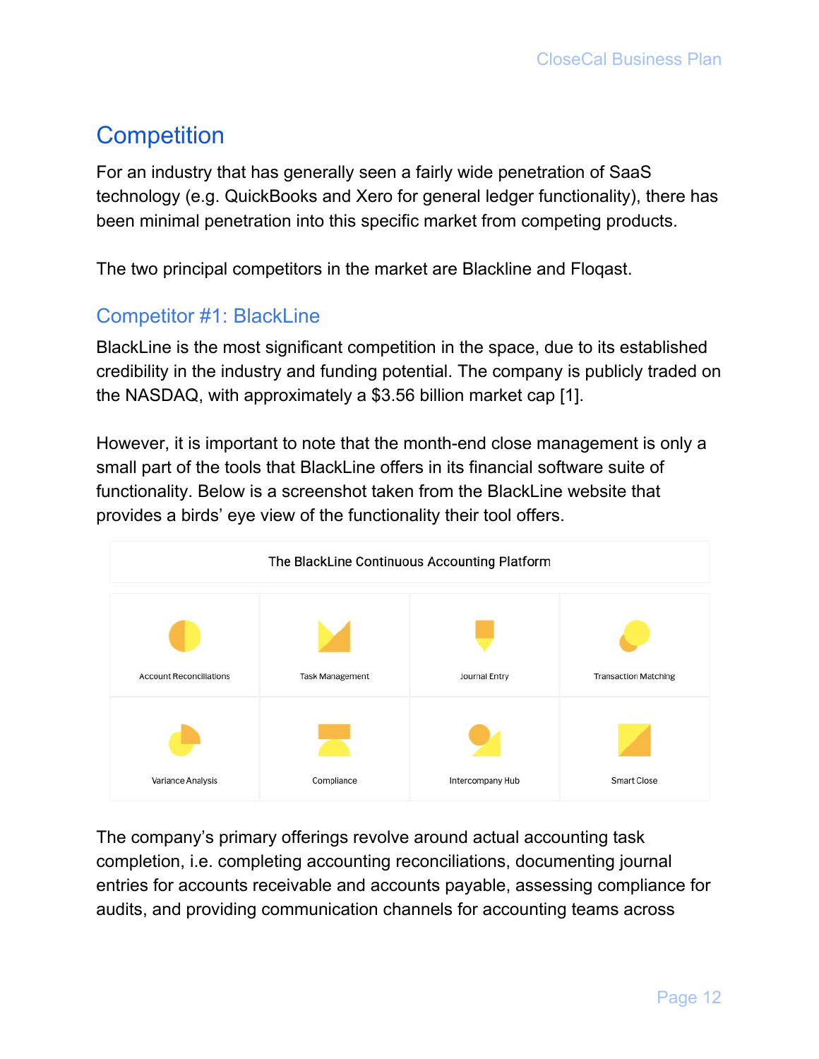# Competition

For an industry that has generally seen a fairly wide penetration of SaaS technology (e.g. QuickBooks and Xero for general ledger functionality), there has been minimal penetration into this specific market from competing products.

The two principal competitors in the market are Blackline and Floqast.

## Competitor #1: BlackLine

BlackLine is the most significant competition in the space, due to its established credibility in the industry and funding potential. The company is publicly traded on the NASDAQ, with approximately a $3.56 billion market cap [1].

However, it is important to note that the month-end close management is only a small part of the tools that BlackLine offers in its financial software suite of functionality. Below is a screenshot taken from the BlackLine website that provides a birds' eye view of the functionality their tool offers.

| The BlackLine Continuous Accounting Platform | | | |
|---|---|---|---|
| Account Reconciliations | Task Management | Journal Entry | Transaction Matching |
| Variance Analysis | Compliance | Intercompany Hub | Smart Close |

The company's primary offerings revolve around actual accounting task completion, i.e. completing accounting reconciliations, documenting journal entries for accounts receivable and accounts payable, assessing compliance for audits, and providing communication channels for accounting teams across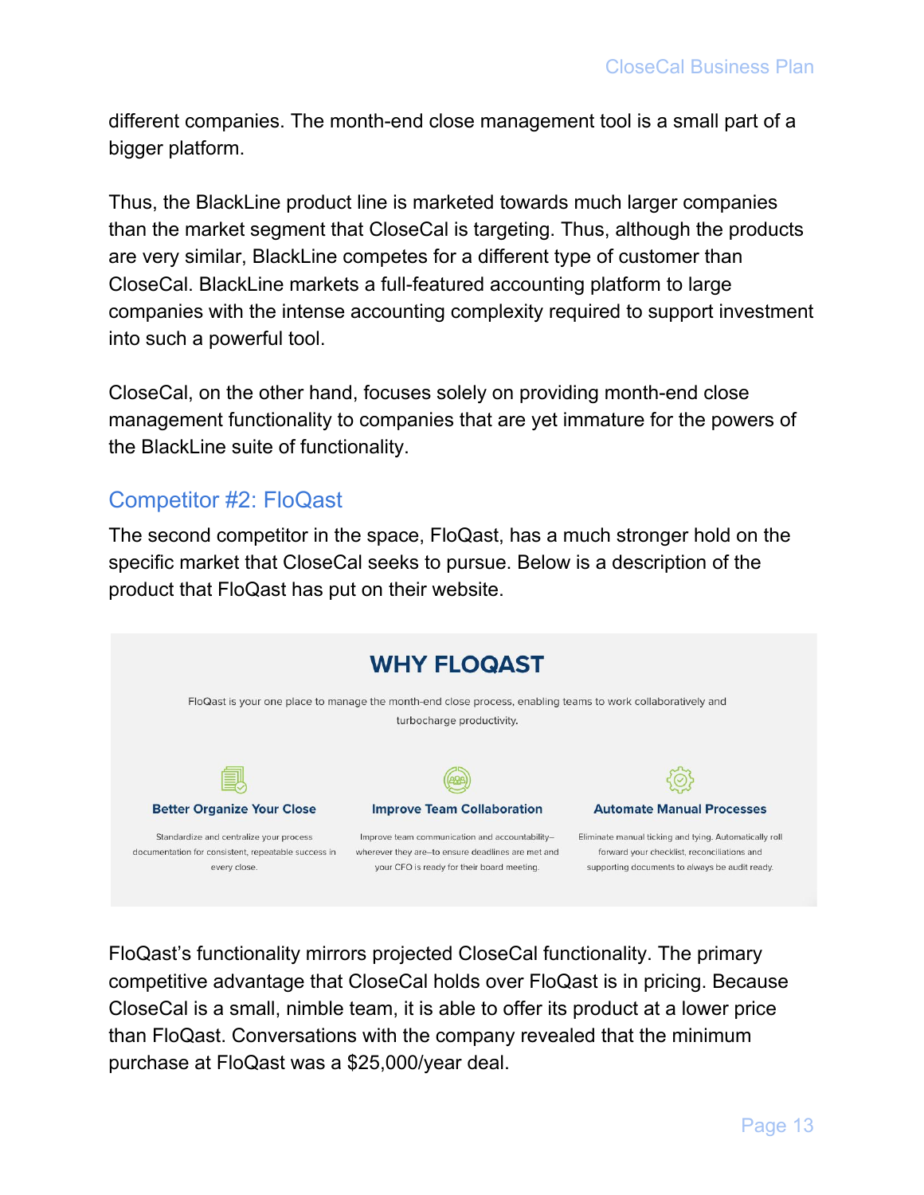different companies. The month-end close management tool is a small part of a bigger platform.

Thus, the BlackLine product line is marketed towards much larger companies than the market segment that CloseCal is targeting. Thus, although the products are very similar, BlackLine competes for a different type of customer than CloseCal. BlackLine markets a full-featured accounting platform to large companies with the intense accounting complexity required to support investment into such a powerful tool.

CloseCal, on the other hand, focuses solely on providing month-end close management functionality to companies that are yet immature for the powers of the BlackLine suite of functionality.

## Competitor #2: FloQast

The second competitor in the space, FloQast, has a much stronger hold on the specific market that CloseCal seeks to pursue. Below is a description of the product that FloQast has put on their website.

**WHY FLOQAST**

FloQast is your one place to manage the month-end close process, enabling teams to work collaboratively and turbocharge productivity.

**Better Organize Your Close**

Standardize and centralize your process documentation for consistent, repeatable success in every close.

**Improve Team Collaboration**

Improve team communication and accountability—wherever they are—to ensure deadlines are met and your CFO is ready for their board meeting.

**Automate Manual Processes**

Eliminate manual ticking and tying. Automatically roll forward your checklist, reconciliations and supporting documents to always be audit ready.

FloQast's functionality mirrors projected CloseCal functionality. The primary competitive advantage that CloseCal holds over FloQast is in pricing. Because CloseCal is a small, nimble team, it is able to offer its product at a lower price than FloQast. Conversations with the company revealed that the minimum purchase at FloQast was a $25,000/year deal.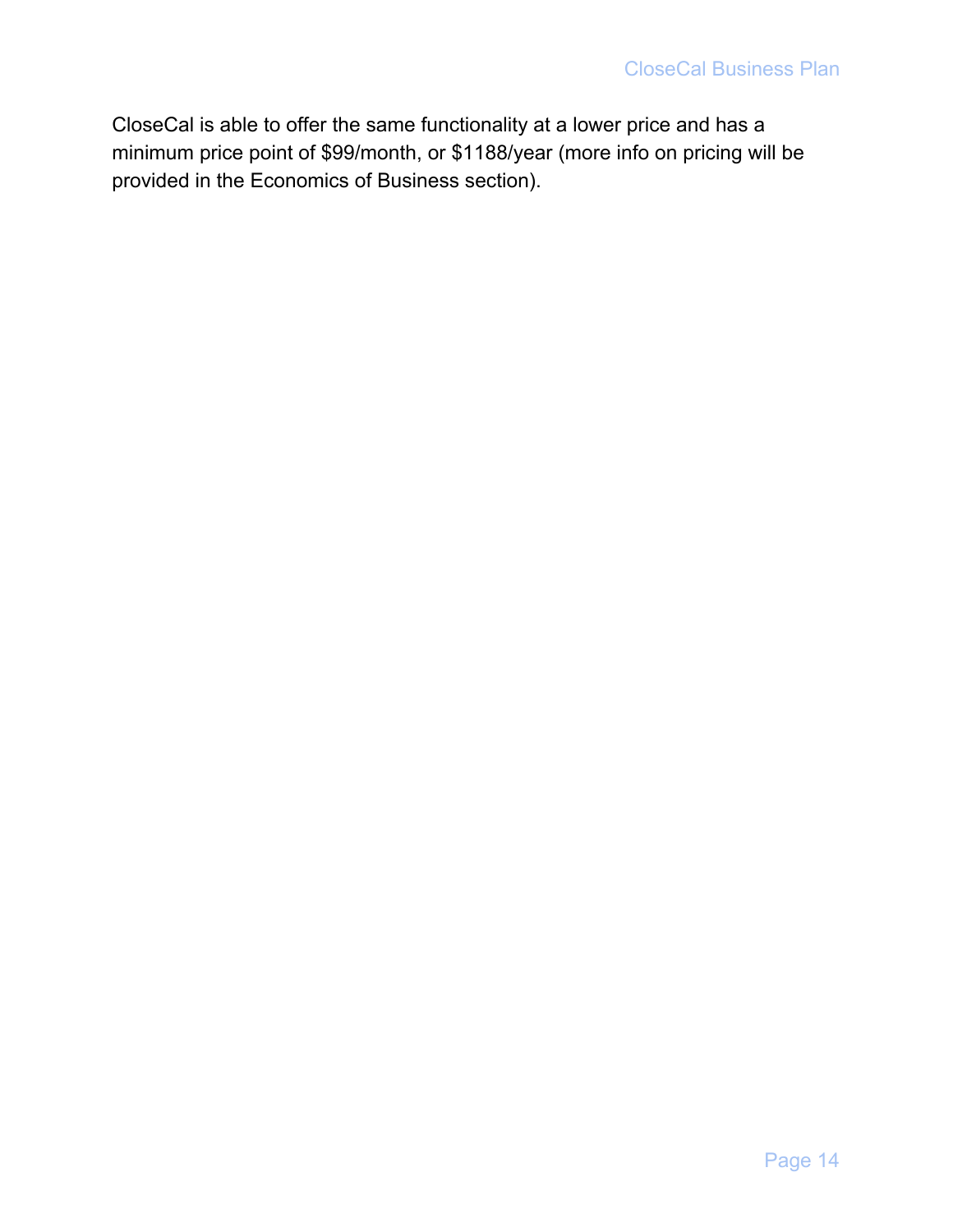CloseCal is able to offer the same functionality at a lower price and has a minimum price point of $99/month, or $1188/year (more info on pricing will be provided in the Economics of Business section).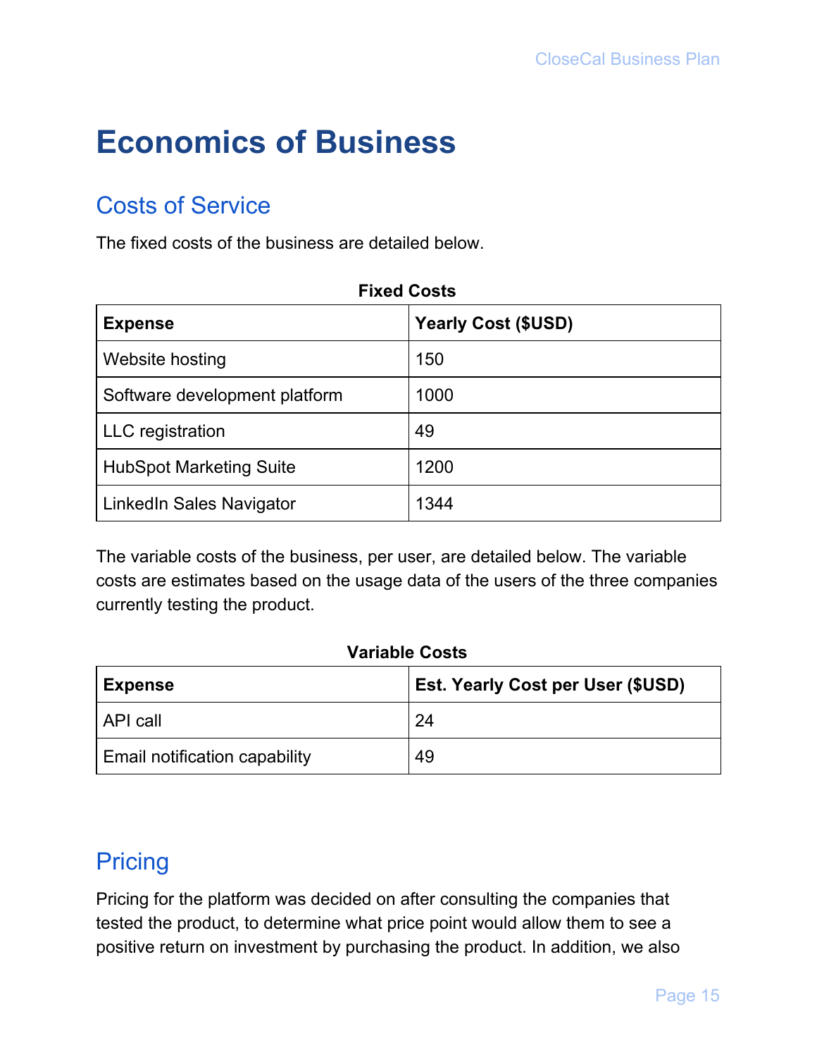# Economics of Business

## Costs of Service

The fixed costs of the business are detailed below.

**Fixed Costs**

| Expense | Yearly Cost ($USD) |
| --- | --- |
| Website hosting | 150 |
| Software development platform | 1000 |
| LLC registration | 49 |
| HubSpot Marketing Suite | 1200 |
| LinkedIn Sales Navigator | 1344 |

The variable costs of the business, per user, are detailed below. The variable costs are estimates based on the usage data of the users of the three companies currently testing the product.

**Variable Costs**

| Expense | Est. Yearly Cost per User ($USD) |
| --- | --- |
| API call | 24 |
| Email notification capability | 49 |

## Pricing

Pricing for the platform was decided on after consulting the companies that tested the product, to determine what price point would allow them to see a positive return on investment by purchasing the product. In addition, we also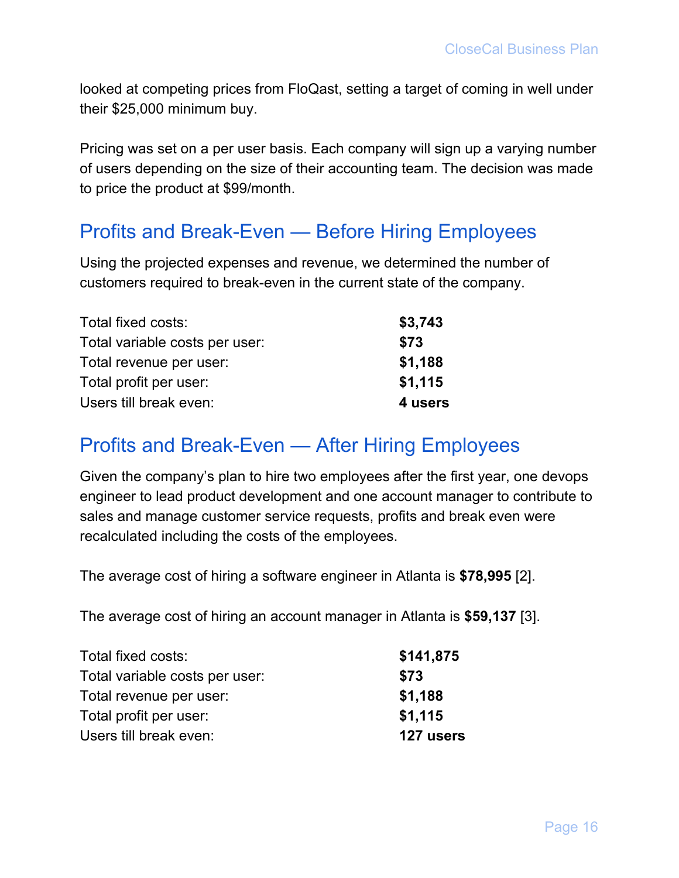looked at competing prices from FloQast, setting a target of coming in well under their $25,000 minimum buy.

Pricing was set on a per user basis. Each company will sign up a varying number of users depending on the size of their accounting team. The decision was made to price the product at $99/month.

## Profits and Break-Even — Before Hiring Employees

Using the projected expenses and revenue, we determined the number of customers required to break-even in the current state of the company.

| | |
|---|---|
| Total fixed costs: | **$3,743** |
| Total variable costs per user: | **$73** |
| Total revenue per user: | **$1,188** |
| Total profit per user: | **$1,115** |
| Users till break even: | **4 users** |

## Profits and Break-Even — After Hiring Employees

Given the company's plan to hire two employees after the first year, one devops engineer to lead product development and one account manager to contribute to sales and manage customer service requests, profits and break even were recalculated including the costs of the employees.

The average cost of hiring a software engineer in Atlanta is **$78,995** [2].

The average cost of hiring an account manager in Atlanta is **$59,137** [3].

| | |
|---|---|
| Total fixed costs: | **$141,875** |
| Total variable costs per user: | **$73** |
| Total revenue per user: | **$1,188** |
| Total profit per user: | **$1,115** |
| Users till break even: | **127 users** |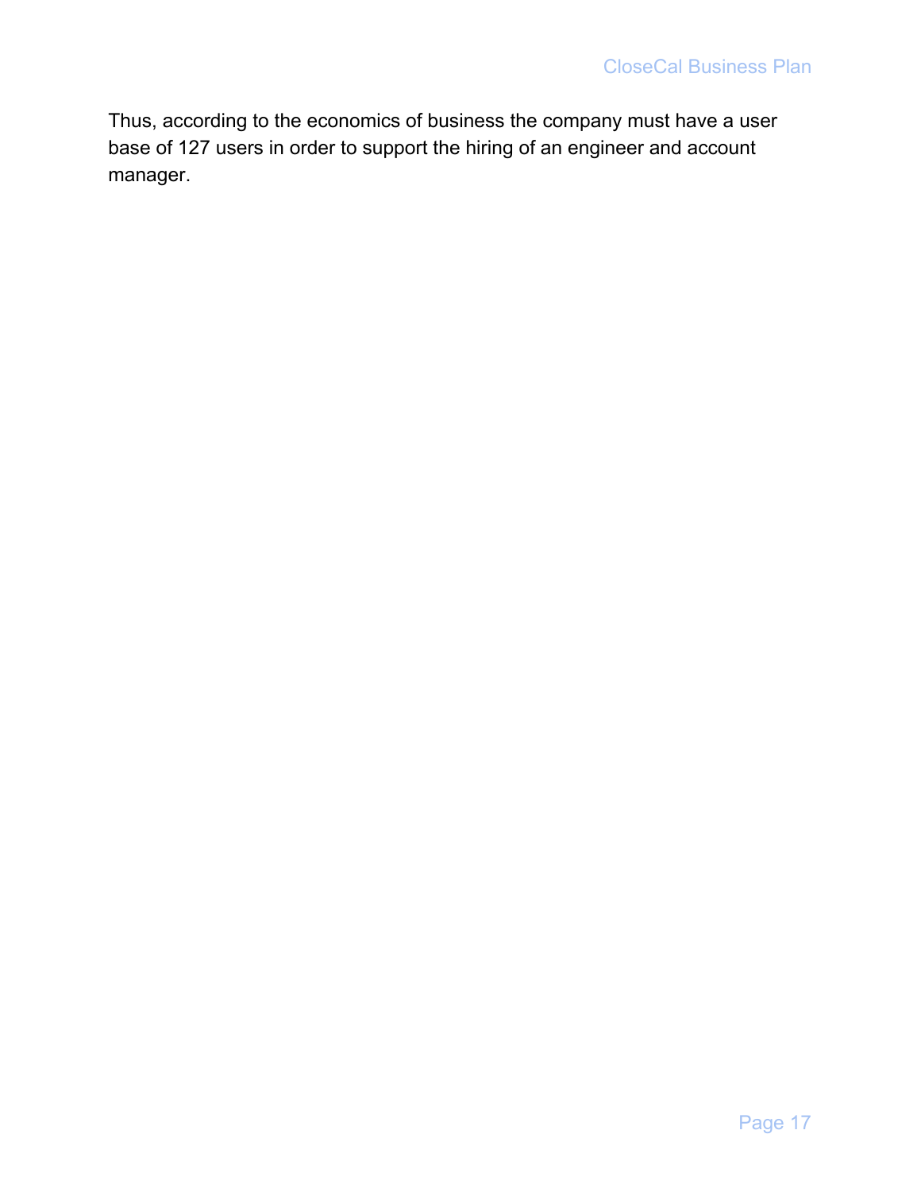Thus, according to the economics of business the company must have a user base of 127 users in order to support the hiring of an engineer and account manager.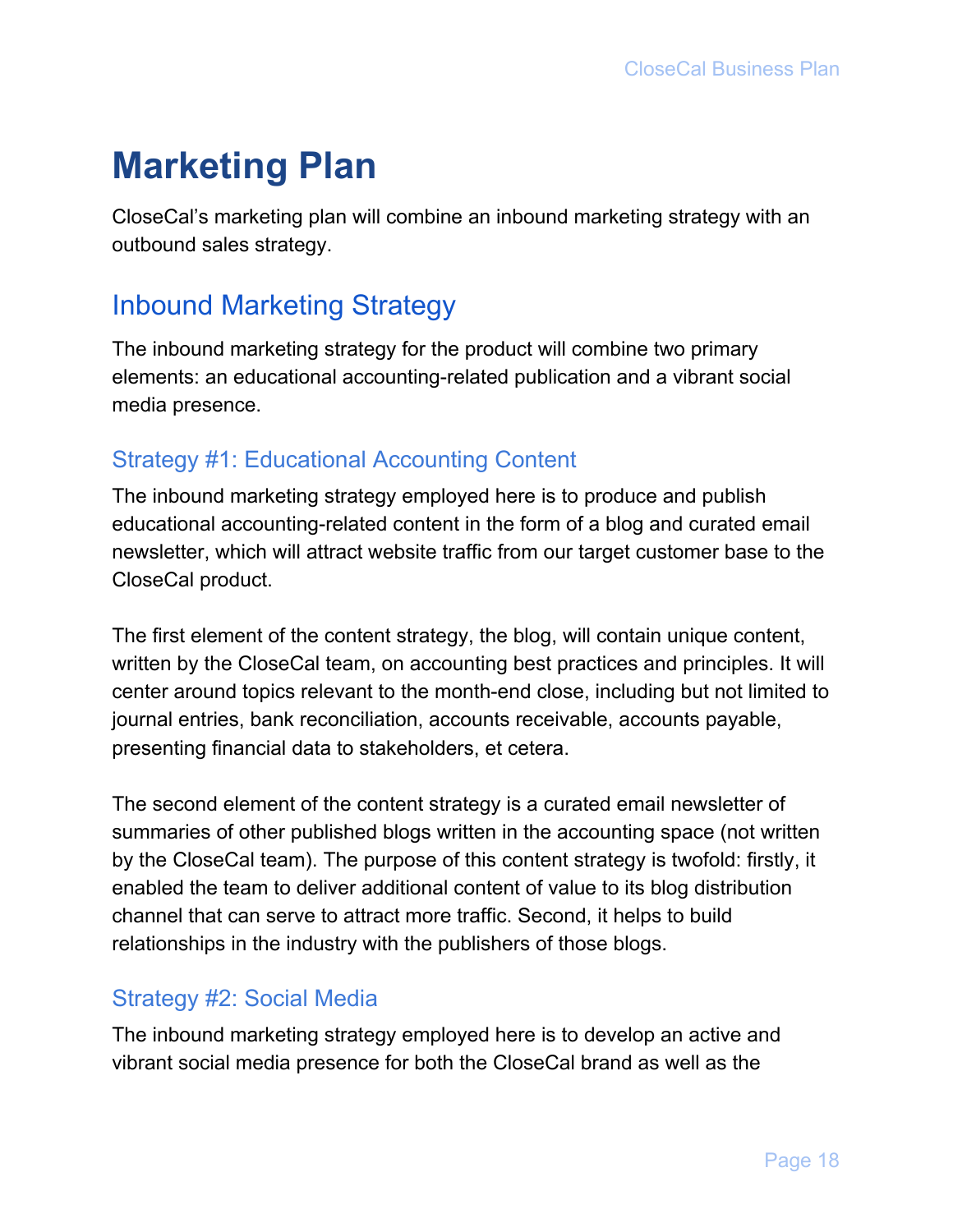# Marketing Plan

CloseCal's marketing plan will combine an inbound marketing strategy with an outbound sales strategy.

## Inbound Marketing Strategy

The inbound marketing strategy for the product will combine two primary elements: an educational accounting-related publication and a vibrant social media presence.

### Strategy #1: Educational Accounting Content

The inbound marketing strategy employed here is to produce and publish educational accounting-related content in the form of a blog and curated email newsletter, which will attract website traffic from our target customer base to the CloseCal product.

The first element of the content strategy, the blog, will contain unique content, written by the CloseCal team, on accounting best practices and principles. It will center around topics relevant to the month-end close, including but not limited to journal entries, bank reconciliation, accounts receivable, accounts payable, presenting financial data to stakeholders, et cetera.

The second element of the content strategy is a curated email newsletter of summaries of other published blogs written in the accounting space (not written by the CloseCal team). The purpose of this content strategy is twofold: firstly, it enabled the team to deliver additional content of value to its blog distribution channel that can serve to attract more traffic. Second, it helps to build relationships in the industry with the publishers of those blogs.

### Strategy #2: Social Media

The inbound marketing strategy employed here is to develop an active and vibrant social media presence for both the CloseCal brand as well as the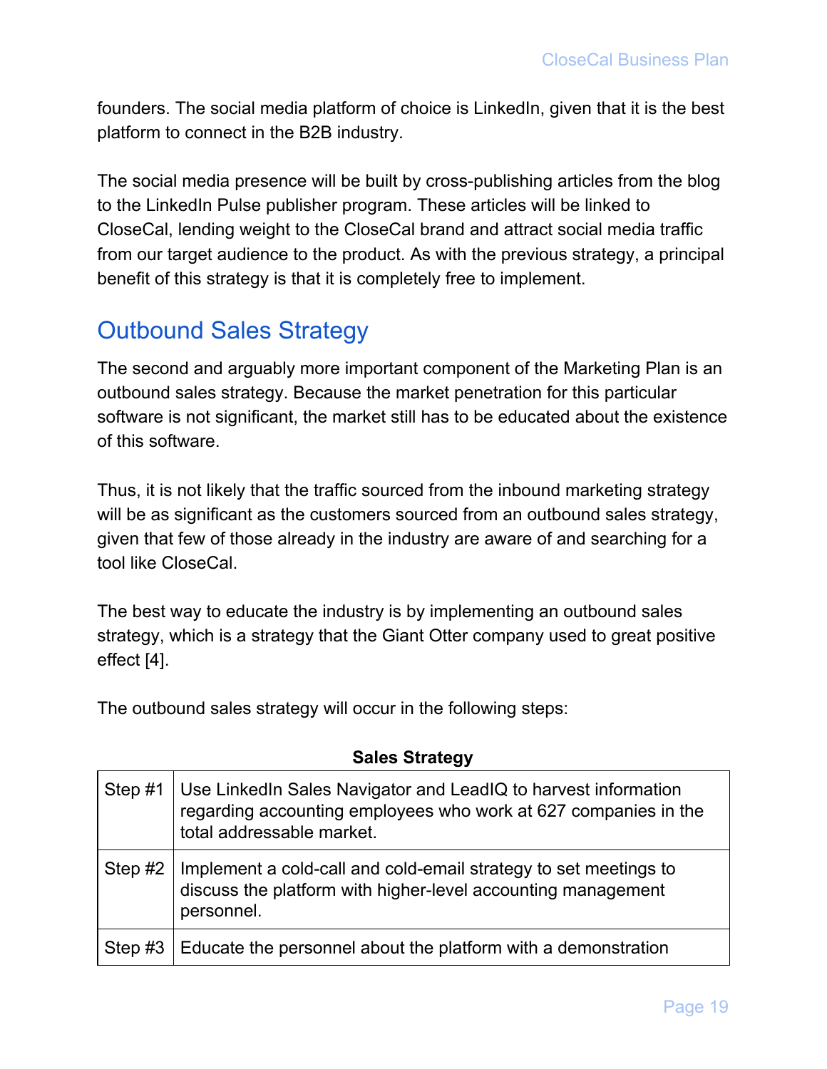founders. The social media platform of choice is LinkedIn, given that it is the best platform to connect in the B2B industry.

The social media presence will be built by cross-publishing articles from the blog to the LinkedIn Pulse publisher program. These articles will be linked to CloseCal, lending weight to the CloseCal brand and attract social media traffic from our target audience to the product. As with the previous strategy, a principal benefit of this strategy is that it is completely free to implement.

## Outbound Sales Strategy

The second and arguably more important component of the Marketing Plan is an outbound sales strategy. Because the market penetration for this particular software is not significant, the market still has to be educated about the existence of this software.

Thus, it is not likely that the traffic sourced from the inbound marketing strategy will be as significant as the customers sourced from an outbound sales strategy, given that few of those already in the industry are aware of and searching for a tool like CloseCal.

The best way to educate the industry is by implementing an outbound sales strategy, which is a strategy that the Giant Otter company used to great positive effect [4].

The outbound sales strategy will occur in the following steps:

**Sales Strategy**

| | |
|---|---|
| Step #1 | Use LinkedIn Sales Navigator and LeadIQ to harvest information regarding accounting employees who work at 627 companies in the total addressable market. |
| Step #2 | Implement a cold-call and cold-email strategy to set meetings to discuss the platform with higher-level accounting management personnel. |
| Step #3 | Educate the personnel about the platform with a demonstration |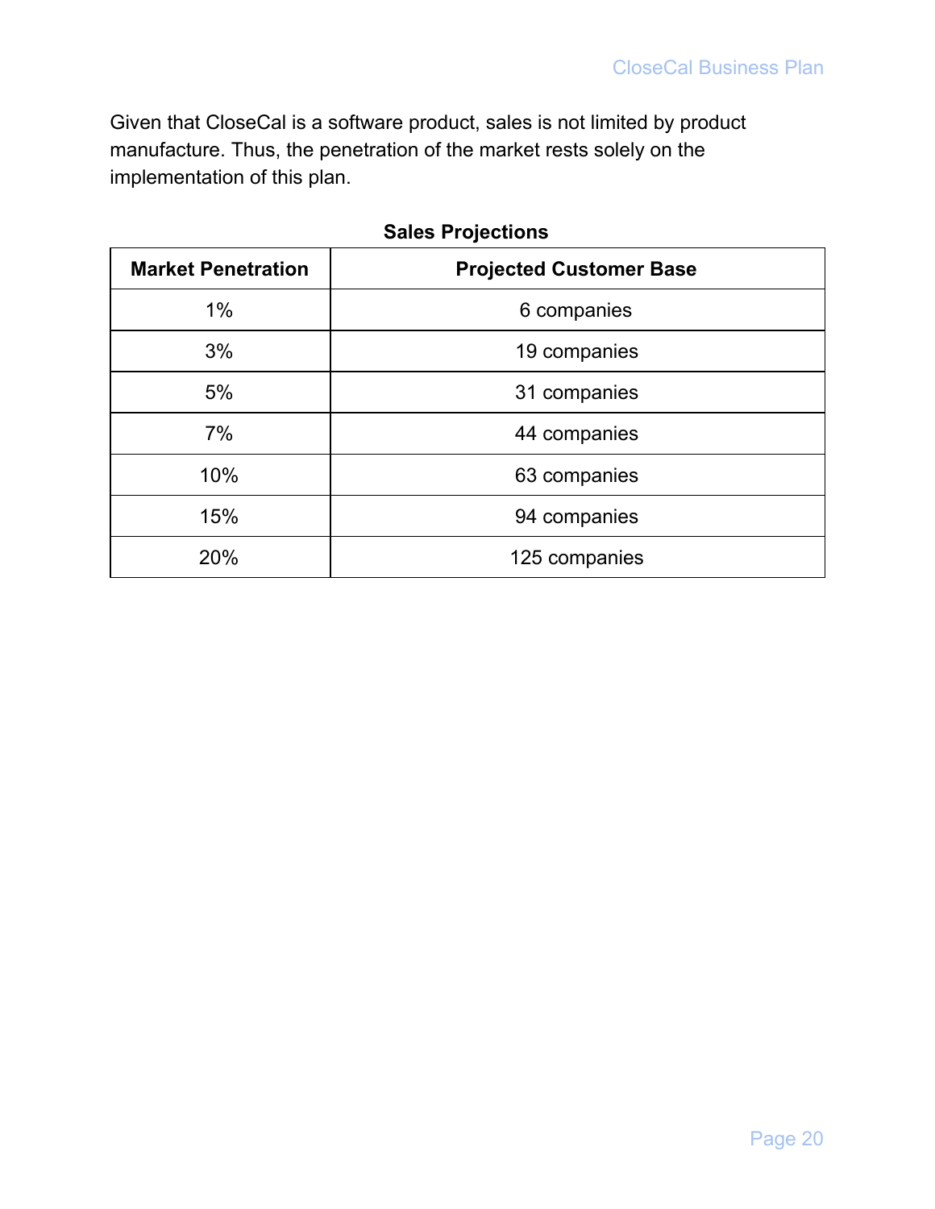Given that CloseCal is a software product, sales is not limited by product manufacture. Thus, the penetration of the market rests solely on the implementation of this plan.

**Sales Projections**

| Market Penetration | Projected Customer Base |
|---|---|
| 1% | 6 companies |
| 3% | 19 companies |
| 5% | 31 companies |
| 7% | 44 companies |
| 10% | 63 companies |
| 15% | 94 companies |
| 20% | 125 companies |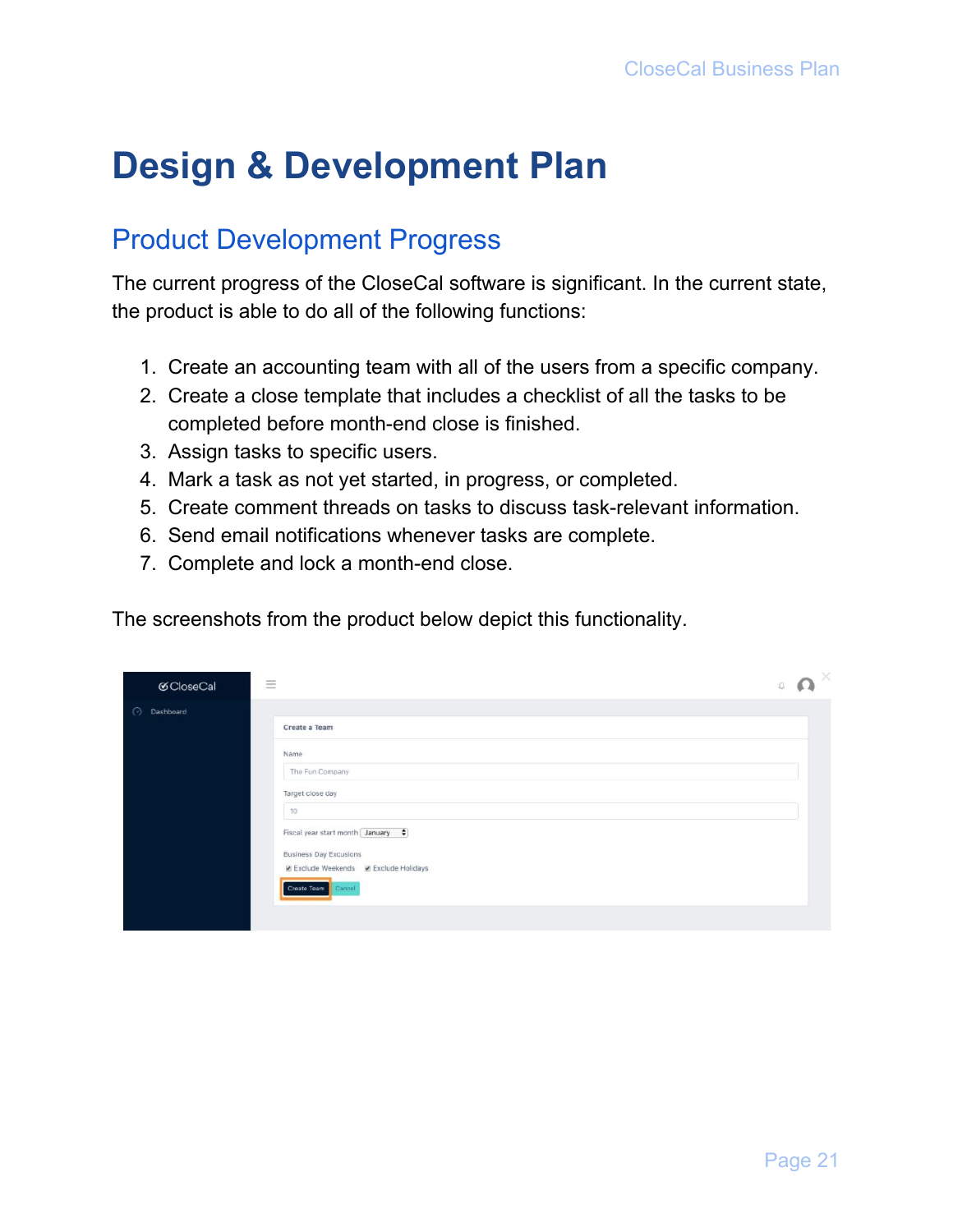# Design & Development Plan

## Product Development Progress

The current progress of the CloseCal software is significant. In the current state, the product is able to do all of the following functions:

1. Create an accounting team with all of the users from a specific company.
2. Create a close template that includes a checklist of all the tasks to be completed before month-end close is finished.
3. Assign tasks to specific users.
4. Mark a task as not yet started, in progress, or completed.
5. Create comment threads on tasks to discuss task-relevant information.
6. Send email notifications whenever tasks are complete.
7. Complete and lock a month-end close.

The screenshots from the product below depict this functionality.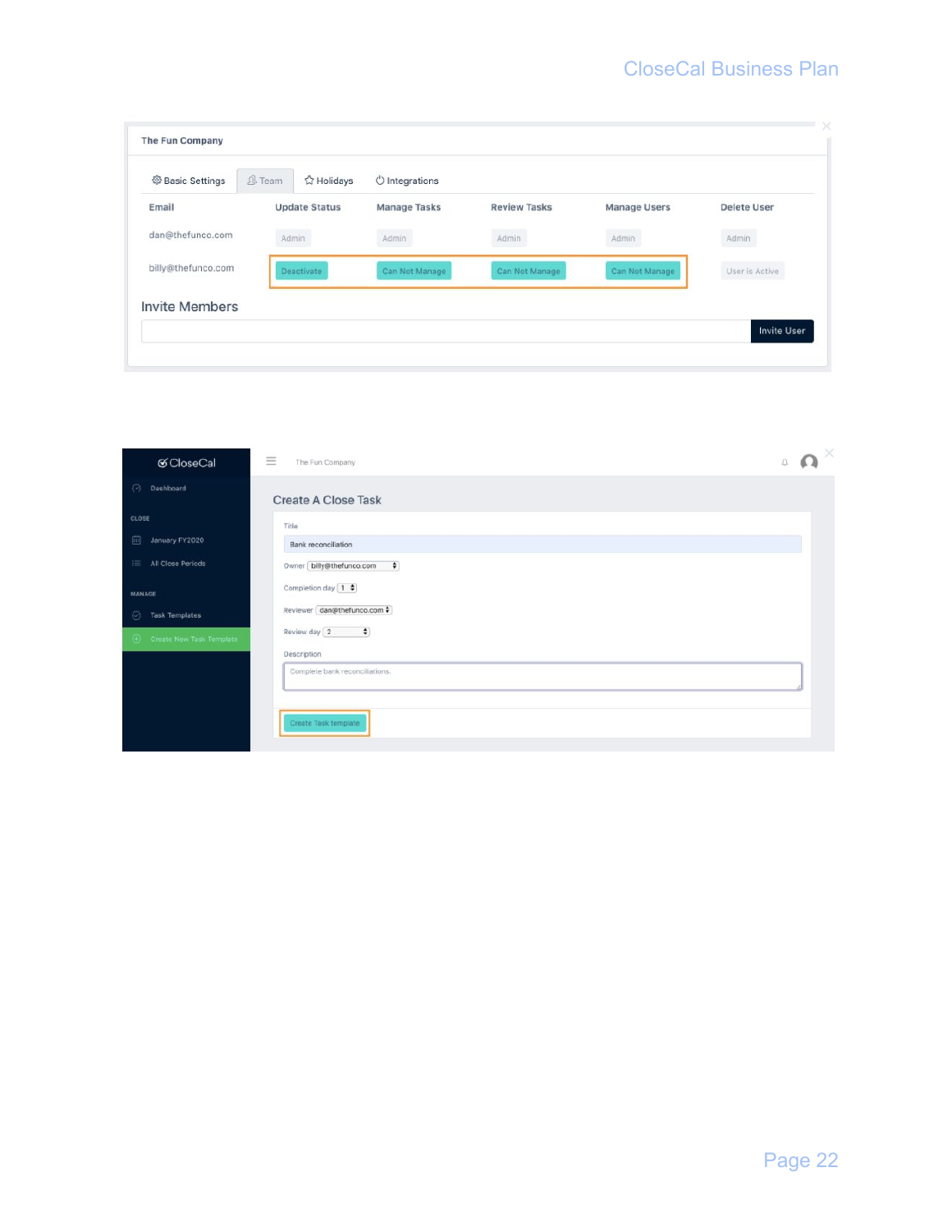The Fun Company

Basic Settings | Team | Holidays | Integrations

| Email | Update Status | Manage Tasks | Review Tasks | Manage Users | Delete User |
|---|---|---|---|---|---|
| dan@thefunco.com | Admin | Admin | Admin | Admin | Admin |
| billy@thefunco.com | Deactivate | Can Not Manage | Can Not Manage | Can Not Manage | User is Active |

Invite Members

Invite User

CloseCal

The Fun Company

Dashboard

CLOSE

January FY2020

All Close Periods

MANAGE

Task Templates

Create New Task Template

Create A Close Task

Title

Bank reconciliation

Owner billy@thefunco.com

Completion day 1

Reviewer dan@thefunco.com

Review day 2

Description

Complete bank reconciliations.

Create Task template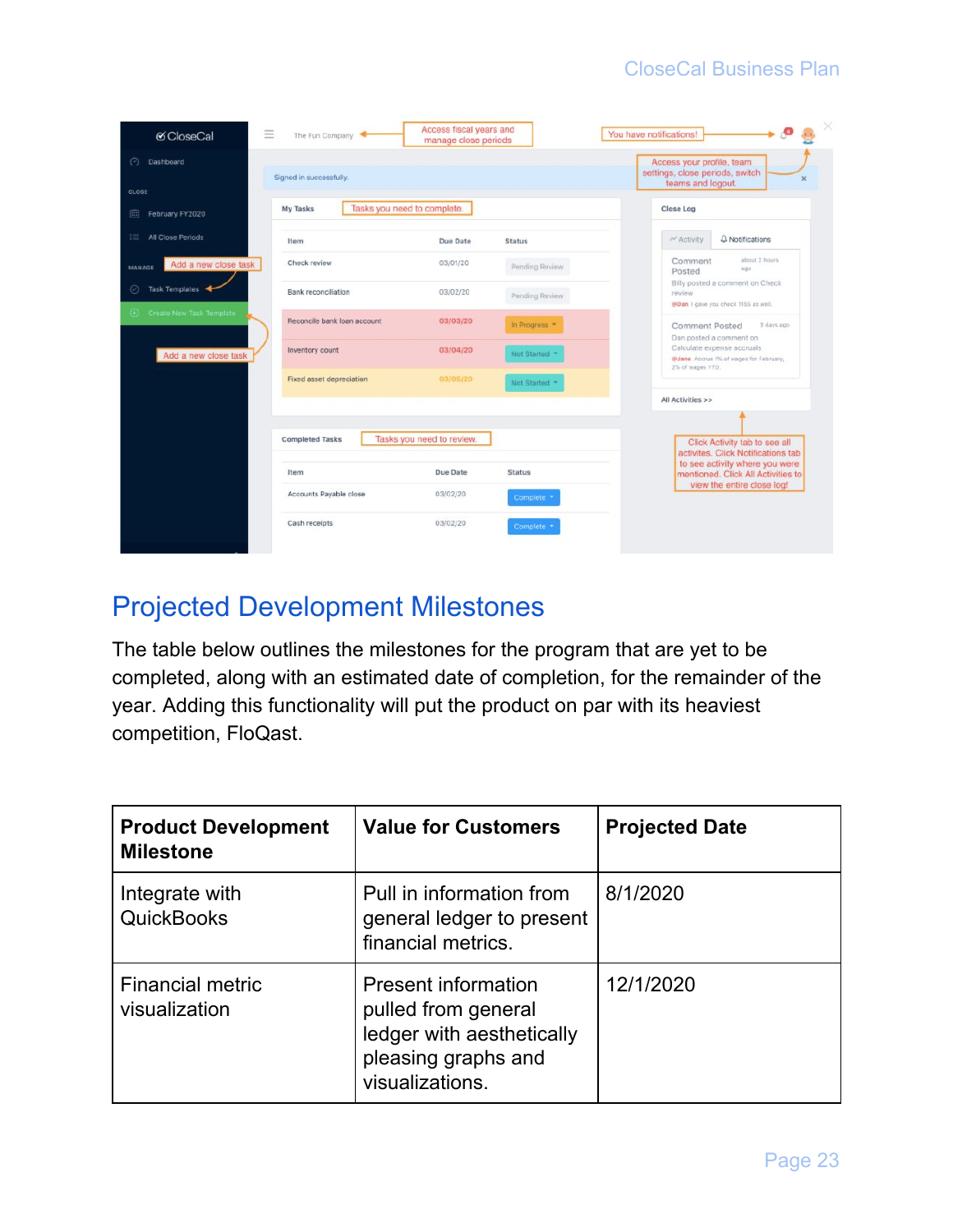## Projected Development Milestones

The table below outlines the milestones for the program that are yet to be completed, along with an estimated date of completion, for the remainder of the year. Adding this functionality will put the product on par with its heaviest competition, FloQast.

| Product Development Milestone | Value for Customers | Projected Date |
|---|---|---|
| Integrate with QuickBooks | Pull in information from general ledger to present financial metrics. | 8/1/2020 |
| Financial metric visualization | Present information pulled from general ledger with aesthetically pleasing graphs and visualizations. | 12/1/2020 |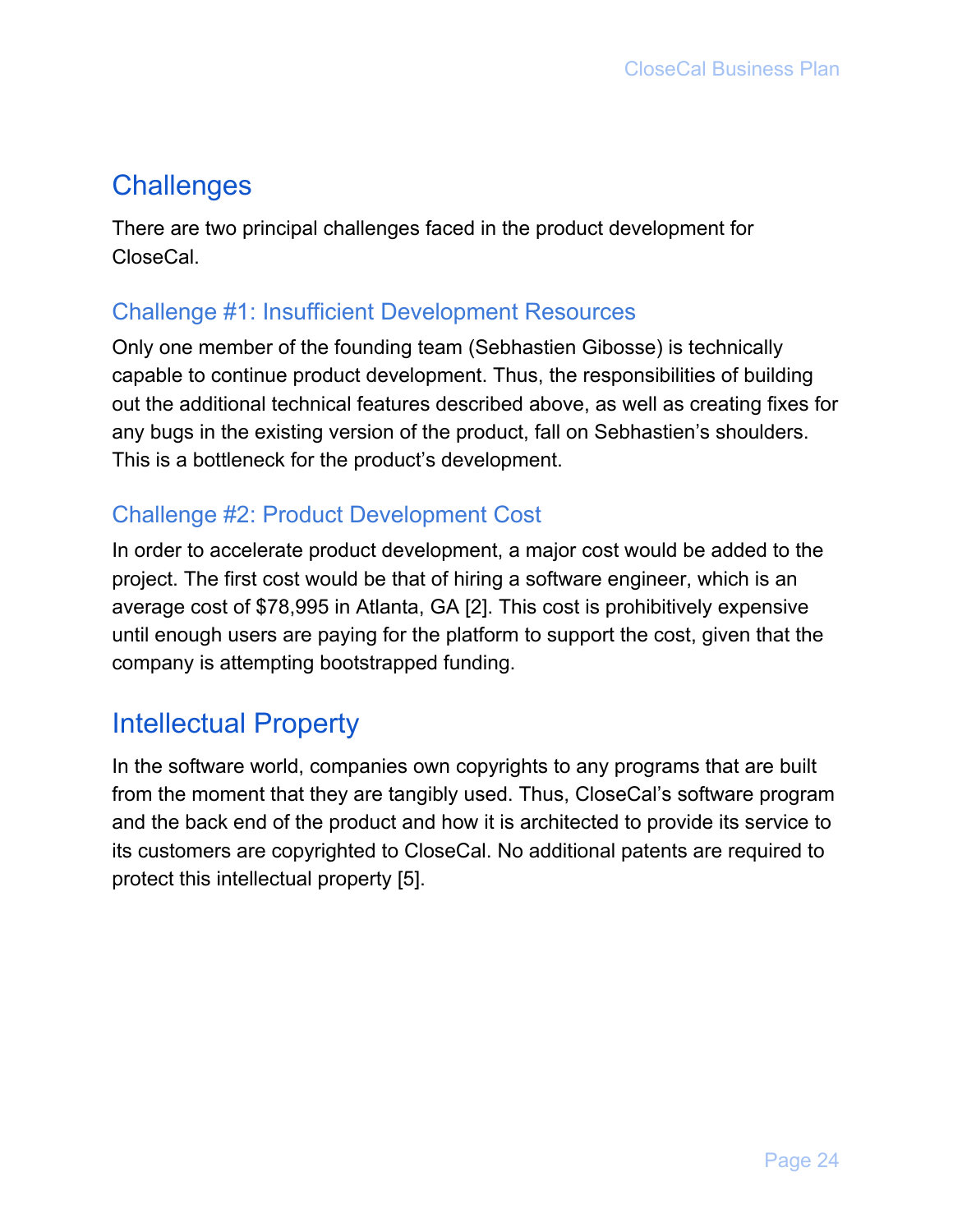## Challenges

There are two principal challenges faced in the product development for CloseCal.

### Challenge #1: Insufficient Development Resources

Only one member of the founding team (Sebhastien Gibosse) is technically capable to continue product development. Thus, the responsibilities of building out the additional technical features described above, as well as creating fixes for any bugs in the existing version of the product, fall on Sebhastien's shoulders. This is a bottleneck for the product's development.

### Challenge #2: Product Development Cost

In order to accelerate product development, a major cost would be added to the project. The first cost would be that of hiring a software engineer, which is an average cost of $78,995 in Atlanta, GA [2]. This cost is prohibitively expensive until enough users are paying for the platform to support the cost, given that the company is attempting bootstrapped funding.

## Intellectual Property

In the software world, companies own copyrights to any programs that are built from the moment that they are tangibly used. Thus, CloseCal's software program and the back end of the product and how it is architected to provide its service to its customers are copyrighted to CloseCal. No additional patents are required to protect this intellectual property [5].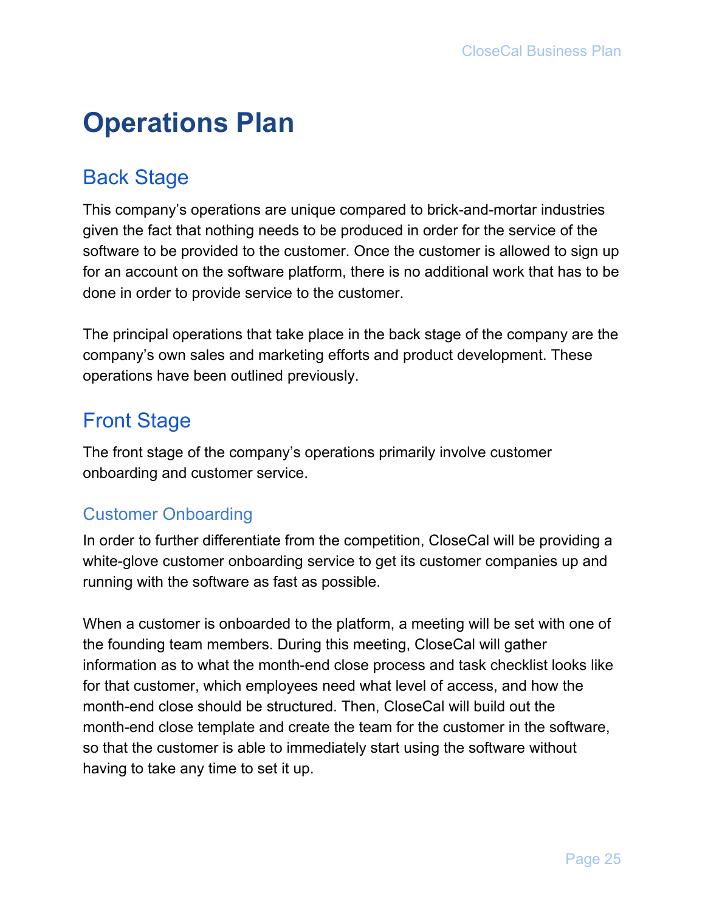# Operations Plan

## Back Stage

This company's operations are unique compared to brick-and-mortar industries given the fact that nothing needs to be produced in order for the service of the software to be provided to the customer. Once the customer is allowed to sign up for an account on the software platform, there is no additional work that has to be done in order to provide service to the customer.

The principal operations that take place in the back stage of the company are the company's own sales and marketing efforts and product development. These operations have been outlined previously.

## Front Stage

The front stage of the company's operations primarily involve customer onboarding and customer service.

### Customer Onboarding

In order to further differentiate from the competition, CloseCal will be providing a white-glove customer onboarding service to get its customer companies up and running with the software as fast as possible.

When a customer is onboarded to the platform, a meeting will be set with one of the founding team members. During this meeting, CloseCal will gather information as to what the month-end close process and task checklist looks like for that customer, which employees need what level of access, and how the month-end close should be structured. Then, CloseCal will build out the month-end close template and create the team for the customer in the software, so that the customer is able to immediately start using the software without having to take any time to set it up.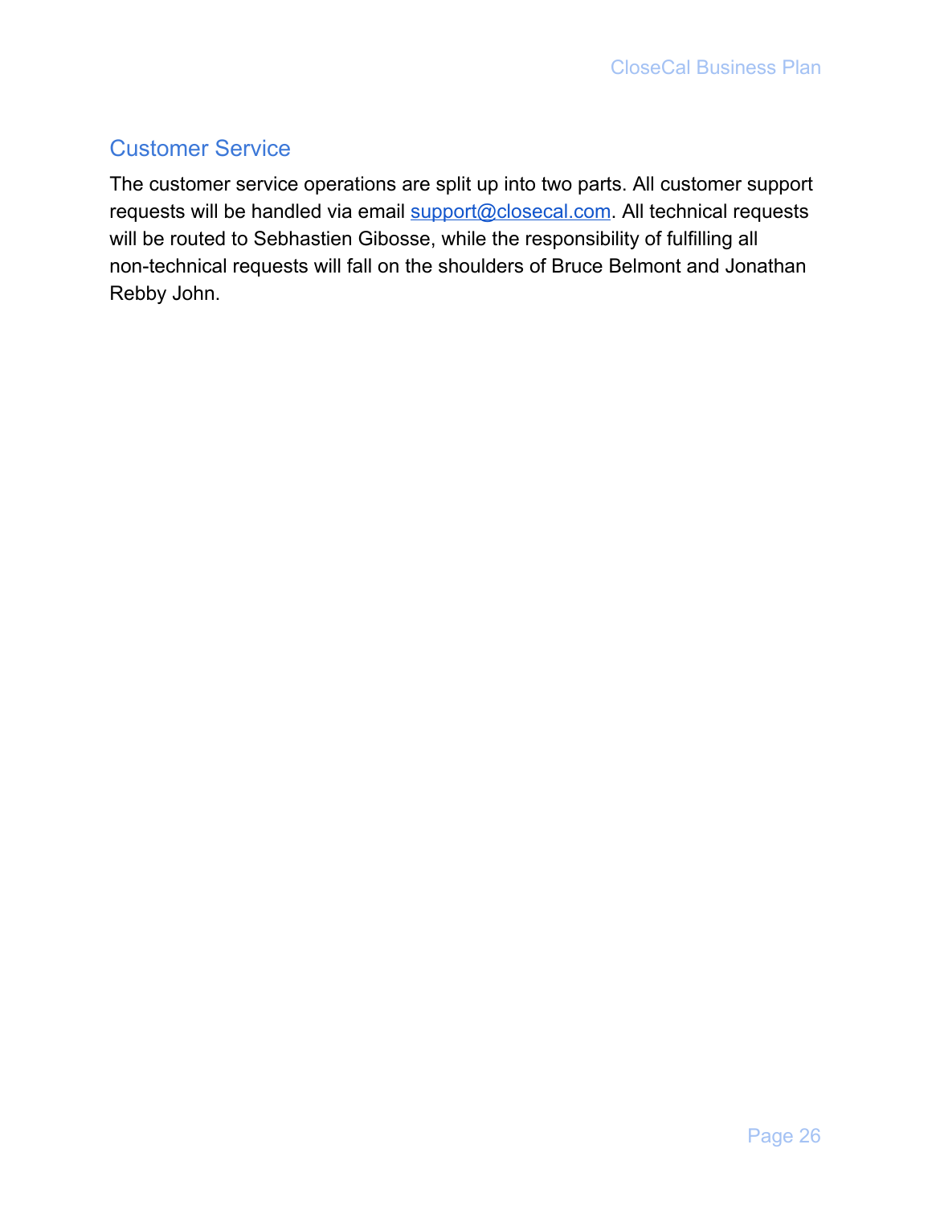## Customer Service

The customer service operations are split up into two parts. All customer support requests will be handled via email [support@closecal.com](mailto:support@closecal.com). All technical requests will be routed to Sebhastien Gibosse, while the responsibility of fulfilling all non-technical requests will fall on the shoulders of Bruce Belmont and Jonathan Rebby John.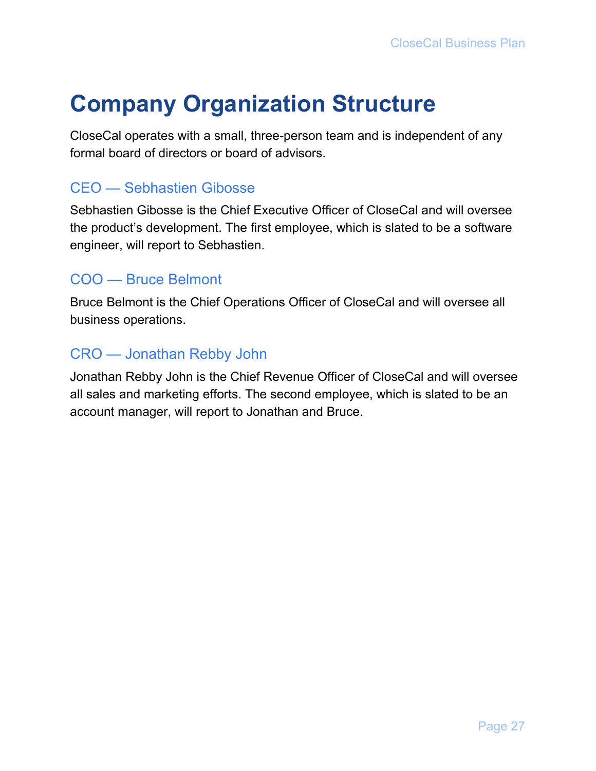# Company Organization Structure

CloseCal operates with a small, three-person team and is independent of any formal board of directors or board of advisors.

## CEO — Sebhastien Gibosse

Sebhastien Gibosse is the Chief Executive Officer of CloseCal and will oversee the product's development. The first employee, which is slated to be a software engineer, will report to Sebhastien.

## COO — Bruce Belmont

Bruce Belmont is the Chief Operations Officer of CloseCal and will oversee all business operations.

## CRO — Jonathan Rebby John

Jonathan Rebby John is the Chief Revenue Officer of CloseCal and will oversee all sales and marketing efforts. The second employee, which is slated to be an account manager, will report to Jonathan and Bruce.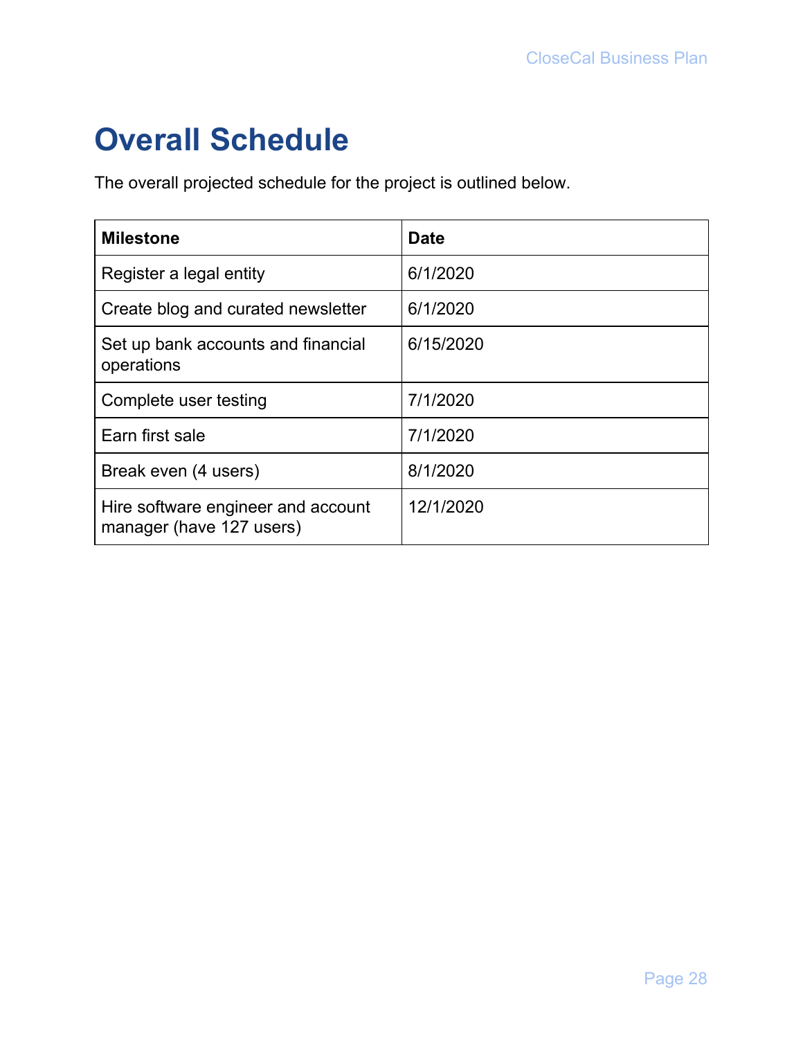# Overall Schedule

The overall projected schedule for the project is outlined below.

| Milestone | Date |
|---|---|
| Register a legal entity | 6/1/2020 |
| Create blog and curated newsletter | 6/1/2020 |
| Set up bank accounts and financial operations | 6/15/2020 |
| Complete user testing | 7/1/2020 |
| Earn first sale | 7/1/2020 |
| Break even (4 users) | 8/1/2020 |
| Hire software engineer and account manager (have 127 users) | 12/1/2020 |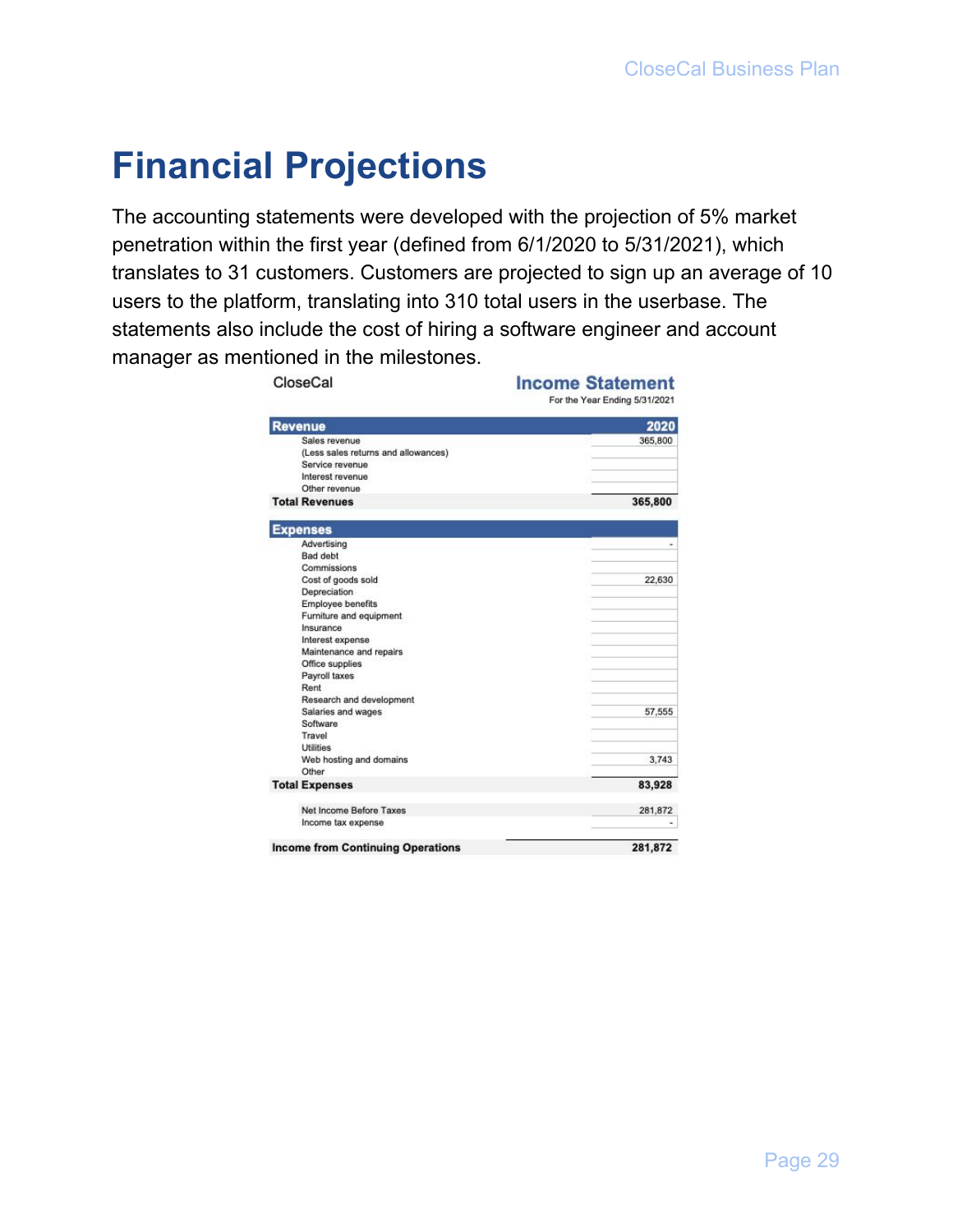# Financial Projections

The accounting statements were developed with the projection of 5% market penetration within the first year (defined from 6/1/2020 to 5/31/2021), which translates to 31 customers. Customers are projected to sign up an average of 10 users to the platform, translating into 310 total users in the userbase. The statements also include the cost of hiring a software engineer and account manager as mentioned in the milestones.

CloseCal

**Income Statement**

For the Year Ending 5/31/2021

| Revenue | 2020 |
|---|---|
| Sales revenue | 365,800 |
| (Less sales returns and allowances) | |
| Service revenue | |
| Interest revenue | |
| Other revenue | |
| **Total Revenues** | **365,800** |

| Expenses | |
|---|---|
| Advertising | - |
| Bad debt | |
| Commissions | |
| Cost of goods sold | 22,630 |
| Depreciation | |
| Employee benefits | |
| Furniture and equipment | |
| Insurance | |
| Interest expense | |
| Maintenance and repairs | |
| Office supplies | |
| Payroll taxes | |
| Rent | |
| Research and development | |
| Salaries and wages | 57,555 |
| Software | |
| Travel | |
| Utilities | |
| Web hosting and domains | 3,743 |
| Other | |
| **Total Expenses** | **83,928** |
| Net Income Before Taxes | 281,872 |
| Income tax expense | - |
| **Income from Continuing Operations** | **281,872** |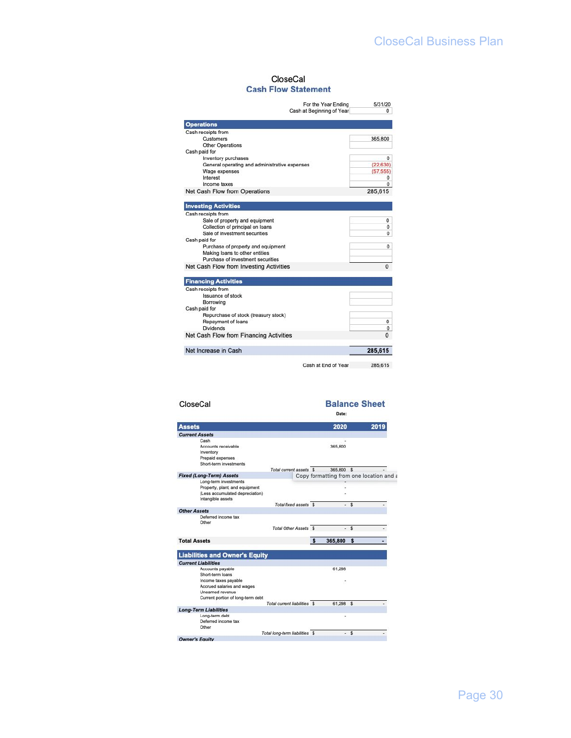CloseCal

## Cash Flow Statement

| | |
|---|---|
| For the Year Ending | 5/31/20 |
| Cash at Beginning of Year | 0 |

| **Operations** | |
|---|---|
| Cash receipts from | |
| Customers | 365,800 |
| Other Operations | |
| Cash paid for | |
| Inventory purchases | 0 |
| General operating and administrative expenses | (22,630) |
| Wage expenses | (57,555) |
| Interest | 0 |
| Income taxes | 0 |
| Net Cash Flow from Operations | 285,615 |
| **Investing Activities** | |
| Cash receipts from | |
| Sale of property and equipment | 0 |
| Collection of principal on loans | 0 |
| Sale of investment securities | 0 |
| Cash paid for | |
| Purchase of property and equipment | 0 |
| Making loans to other entities | |
| Purchase of investment securities | |
| Net Cash Flow from Investing Activities | 0 |
| **Financing Activities** | |
| Cash receipts from | |
| Issuance of stock | |
| Borrowing | |
| Cash paid for | |
| Repurchase of stock (treasury stock) | |
| Repayment of loans | 0 |
| Dividends | 0 |
| Net Cash Flow from Financing Activities | 0 |
| **Net Increase in Cash** | **285,615** |
| Cash at End of Year | 285,615 |

CloseCal

## Balance Sheet

Date:

| **Assets** | **2020** | **2019** |
|---|---|---|
| ***Current Assets*** | | |
| Cash | - | |
| Accounts receivable | 365,800 | |
| Inventory | | |
| Prepaid expenses | | |
| Short-term investments | | |
| *Total current assets* | $ 365,800 | $ - |
| ***Fixed (Long-Term) Assets*** | | |
| Long-term investments | - | |
| Property, plant, and equipment | - | |
| (Less accumulated depreciation) | - | |
| Intangible assets | | |
| *Total fixed assets* | $ - | $ - |
| ***Other Assets*** | | |
| Deferred income tax | | |
| Other | | |
| *Total Other Assets* | $ - | $ - |
| **Total Assets** | **$ 365,800** | **$ -** |

| **Liabilities and Owner's Equity** | | |
|---|---|---|
| ***Current Liabilities*** | | |
| Accounts payable | 61,298 | |
| Short-term loans | | |
| Income taxes payable | - | |
| Accrued salaries and wages | | |
| Unearned revenue | | |
| Current portion of long-term debt | | |
| *Total current liabilities* | $ 61,298 | $ - |
| ***Long-Term Liabilities*** | | |
| Long-term debt | - | |
| Deferred income tax | | |
| Other | | |
| *Total long-term liabilities* | $ - | $ - |
| ***Owner's Equity*** | | |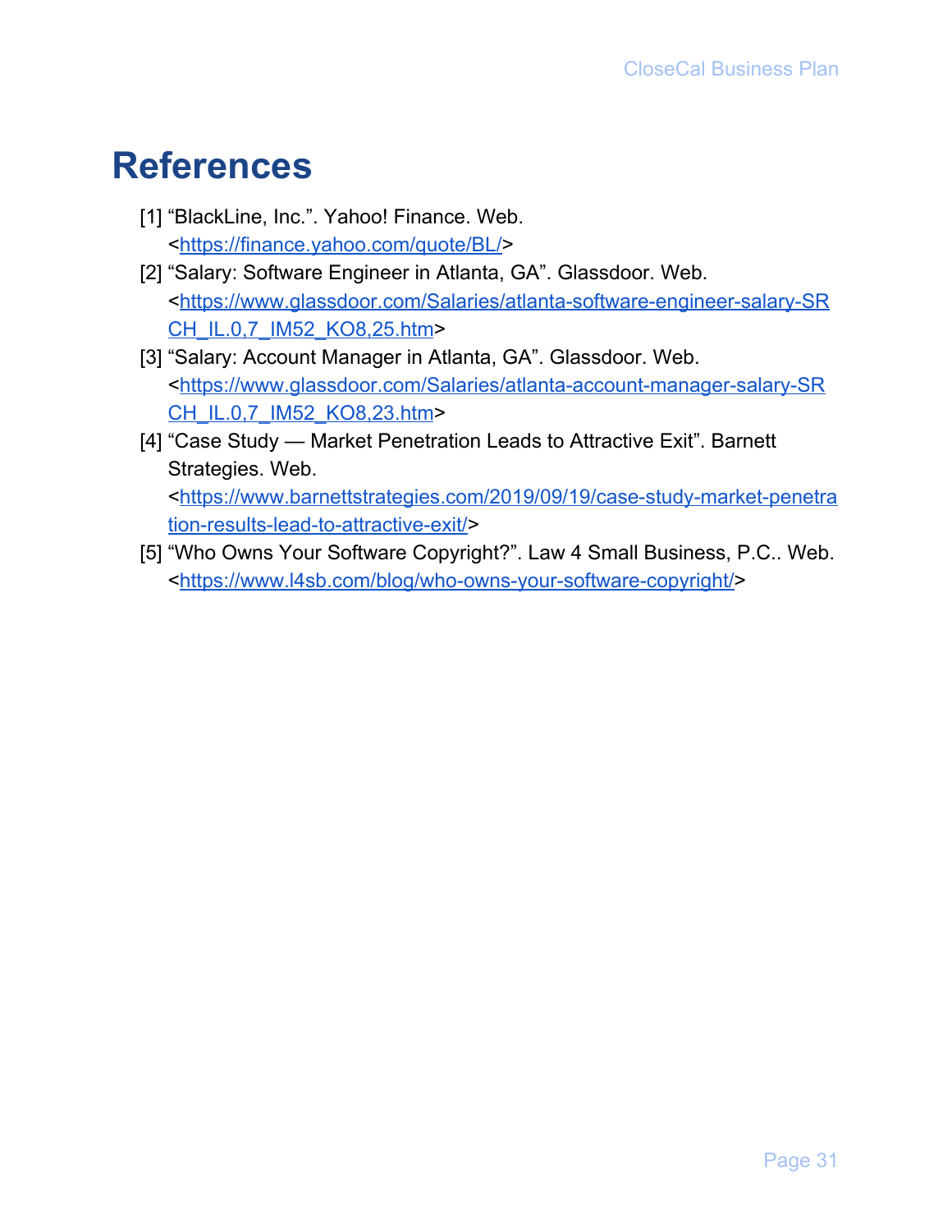# References

[1] “BlackLine, Inc.”. Yahoo! Finance. Web. <https://finance.yahoo.com/quote/BL/>

[2] “Salary: Software Engineer in Atlanta, GA”. Glassdoor. Web. <https://www.glassdoor.com/Salaries/atlanta-software-engineer-salary-SRCH_IL.0,7_IM52_KO8,25.htm>

[3] “Salary: Account Manager in Atlanta, GA”. Glassdoor. Web. <https://www.glassdoor.com/Salaries/atlanta-account-manager-salary-SRCH_IL.0,7_IM52_KO8,23.htm>

[4] “Case Study — Market Penetration Leads to Attractive Exit”. Barnett Strategies. Web. <https://www.barnettstrategies.com/2019/09/19/case-study-market-penetration-results-lead-to-attractive-exit/>

[5] “Who Owns Your Software Copyright?”. Law 4 Small Business, P.C.. Web. <https://www.l4sb.com/blog/who-owns-your-software-copyright/>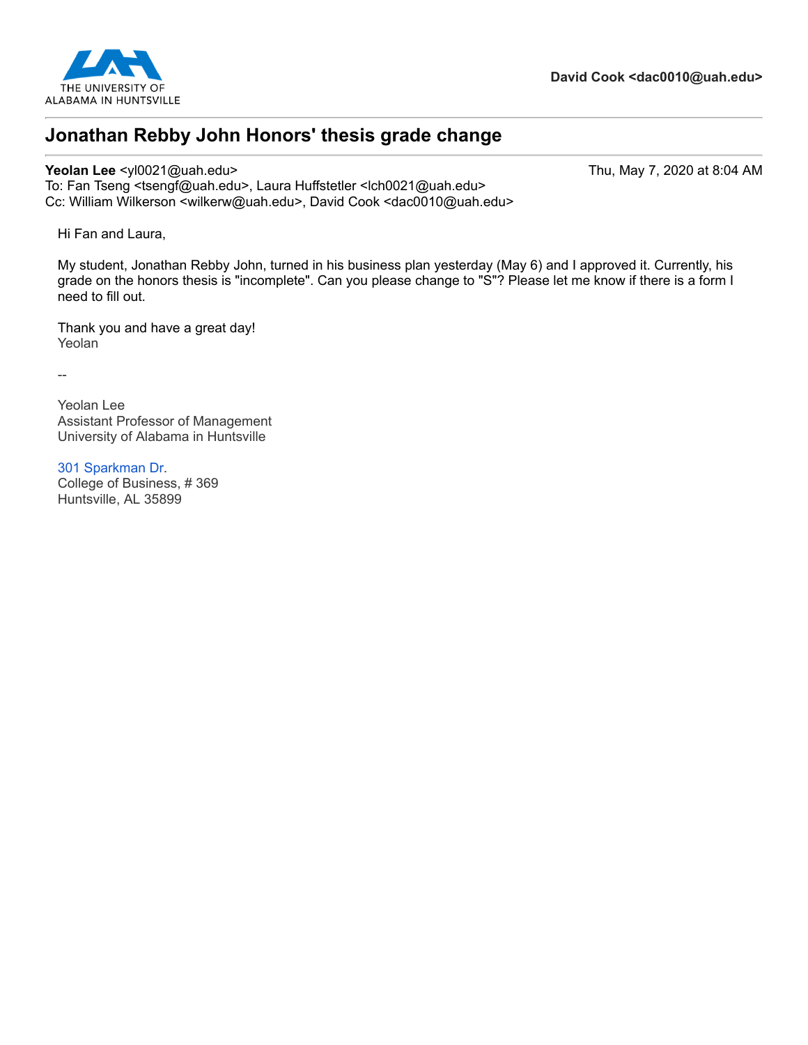THE UNIVERSITY OF ALABAMA IN HUNTSVILLE

**David Cook <dac0010@uah.edu>**

# Jonathan Rebby John Honors' thesis grade change

**Yeolan Lee** <yl0021@uah.edu> Thu, May 7, 2020 at 8:04 AM
To: Fan Tseng <tsengf@uah.edu>, Laura Huffstetler <lch0021@uah.edu>
Cc: William Wilkerson <wilkerw@uah.edu>, David Cook <dac0010@uah.edu>

Hi Fan and Laura,

My student, Jonathan Rebby John, turned in his business plan yesterday (May 6) and I approved it. Currently, his grade on the honors thesis is "incomplete". Can you please change to "S"? Please let me know if there is a form I need to fill out.

Thank you and have a great day!
Yeolan

--

Yeolan Lee
Assistant Professor of Management
University of Alabama in Huntsville

301 Sparkman Dr.
College of Business, # 369
Huntsville, AL 35899